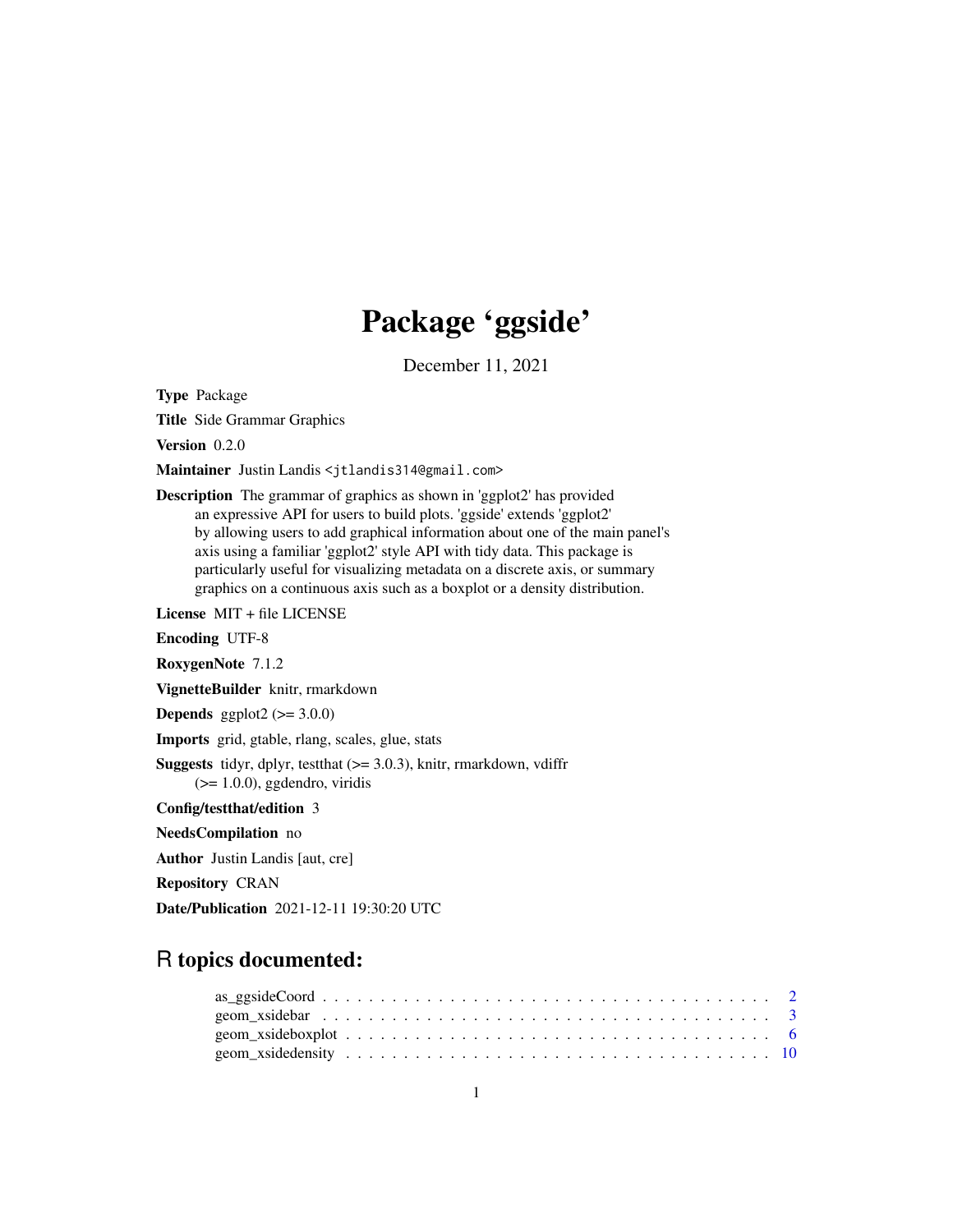# Package ‘ggside’

December 11, 2021

**Type** Package

**Title** Side Grammar Graphics

**Version** 0.2.0

**Maintainer** Justin Landis <jtlandis314@gmail.com>

**Description** The grammar of graphics as shown in 'ggplot2' has provided an expressive API for users to build plots. 'ggside' extends 'ggplot2' by allowing users to add graphical information about one of the main panel's axis using a familiar 'ggplot2' style API with tidy data. This package is particularly useful for visualizing metadata on a discrete axis, or summary graphics on a continuous axis such as a boxplot or a density distribution.

**License** MIT + file LICENSE

**Encoding** UTF-8

**RoxygenNote** 7.1.2

**VignetteBuilder** knitr, rmarkdown

**Depends** ggplot2 (>= 3.0.0)

**Imports** grid, gtable, rlang, scales, glue, stats

**Suggests** tidyr, dplyr, testthat (>= 3.0.3), knitr, rmarkdown, vdiffr (>= 1.0.0), ggdendro, viridis

**Config/testthat/edition** 3

**NeedsCompilation** no

**Author** Justin Landis [aut, cre]

**Repository** CRAN

**Date/Publication** 2021-12-11 19:30:20 UTC

## R topics documented:

- as_ggsideCoord . . . . . . . . . . . . . . . . . . . . . . . . . . . . . . . . . . . . . . . 2
- geom_xsidebar . . . . . . . . . . . . . . . . . . . . . . . . . . . . . . . . . . . . . . . 3
- geom_xsideboxplot . . . . . . . . . . . . . . . . . . . . . . . . . . . . . . . . . . . . . 6
- geom_xsidedensity . . . . . . . . . . . . . . . . . . . . . . . . . . . . . . . . . . . . . 10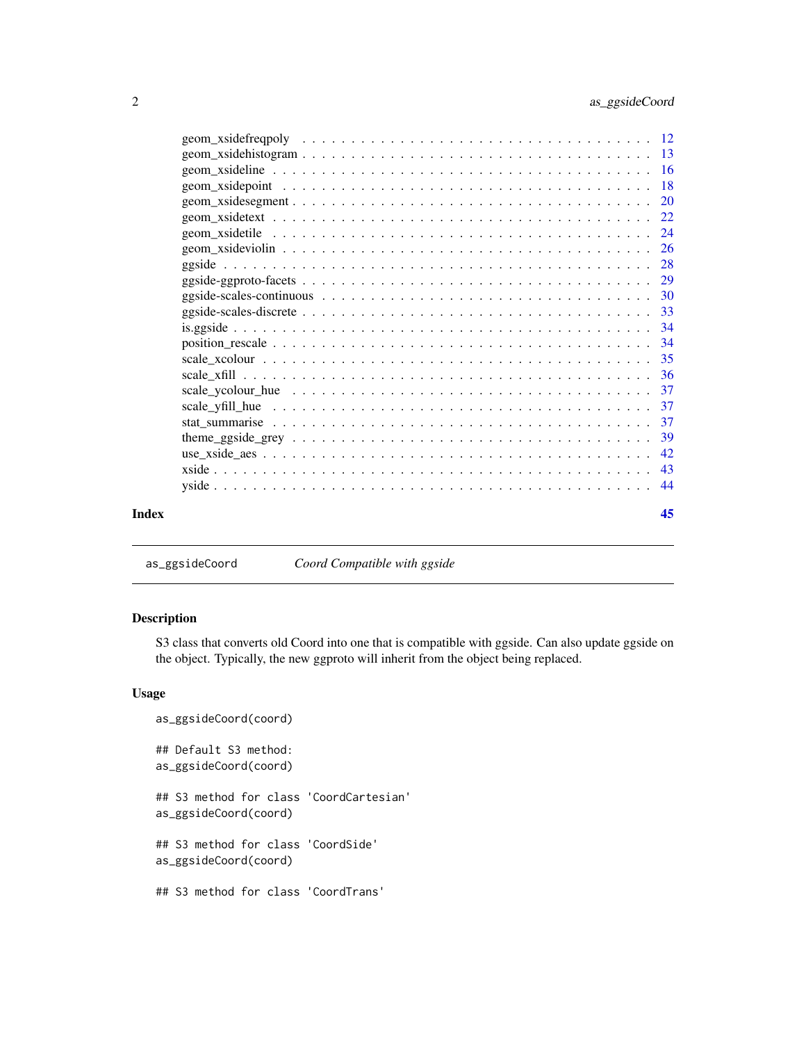geom_xsidefreqpoly . . . . . . . . . . . . . . . . . . . . . . . . . . . . . . . . . . 12
geom_xsidehistogram . . . . . . . . . . . . . . . . . . . . . . . . . . . . . . . . . 13
geom_xsideline . . . . . . . . . . . . . . . . . . . . . . . . . . . . . . . . . . . . 16
geom_xsidepoint . . . . . . . . . . . . . . . . . . . . . . . . . . . . . . . . . . . 18
geom_xsidesegment . . . . . . . . . . . . . . . . . . . . . . . . . . . . . . . . . . 20
geom_xsidetext . . . . . . . . . . . . . . . . . . . . . . . . . . . . . . . . . . . . 22
geom_xsidetile . . . . . . . . . . . . . . . . . . . . . . . . . . . . . . . . . . . . 24
geom_xsideviolin . . . . . . . . . . . . . . . . . . . . . . . . . . . . . . . . . . . 26
ggside . . . . . . . . . . . . . . . . . . . . . . . . . . . . . . . . . . . . . . . . 28
ggside-ggproto-facets . . . . . . . . . . . . . . . . . . . . . . . . . . . . . . . . 29
ggside-scales-continuous . . . . . . . . . . . . . . . . . . . . . . . . . . . . . . . 30
ggside-scales-discrete . . . . . . . . . . . . . . . . . . . . . . . . . . . . . . . . 33
is.ggside . . . . . . . . . . . . . . . . . . . . . . . . . . . . . . . . . . . . . . . 34
position_rescale . . . . . . . . . . . . . . . . . . . . . . . . . . . . . . . . . . . 34
scale_xcolour . . . . . . . . . . . . . . . . . . . . . . . . . . . . . . . . . . . . . 35
scale_xfill . . . . . . . . . . . . . . . . . . . . . . . . . . . . . . . . . . . . . . 36
scale_ycolour_hue . . . . . . . . . . . . . . . . . . . . . . . . . . . . . . . . . . . 37
scale_yfill_hue . . . . . . . . . . . . . . . . . . . . . . . . . . . . . . . . . . . . 37
stat_summarise . . . . . . . . . . . . . . . . . . . . . . . . . . . . . . . . . . . . 37
theme_ggside_grey . . . . . . . . . . . . . . . . . . . . . . . . . . . . . . . . . . . 39
use_xside_aes . . . . . . . . . . . . . . . . . . . . . . . . . . . . . . . . . . . . . 42
xside . . . . . . . . . . . . . . . . . . . . . . . . . . . . . . . . . . . . . . . . . 43
yside . . . . . . . . . . . . . . . . . . . . . . . . . . . . . . . . . . . . . . . . . 44

**Index** **45**

---

`as_ggsideCoord` *Coord Compatible with ggside*

---

### Description

S3 class that converts old Coord into one that is compatible with ggside. Can also update ggside on the object. Typically, the new ggproto will inherit from the object being replaced.

### Usage

```
as_ggsideCoord(coord)

## Default S3 method:
as_ggsideCoord(coord)

## S3 method for class 'CoordCartesian'
as_ggsideCoord(coord)

## S3 method for class 'CoordSide'
as_ggsideCoord(coord)

## S3 method for class 'CoordTrans'
```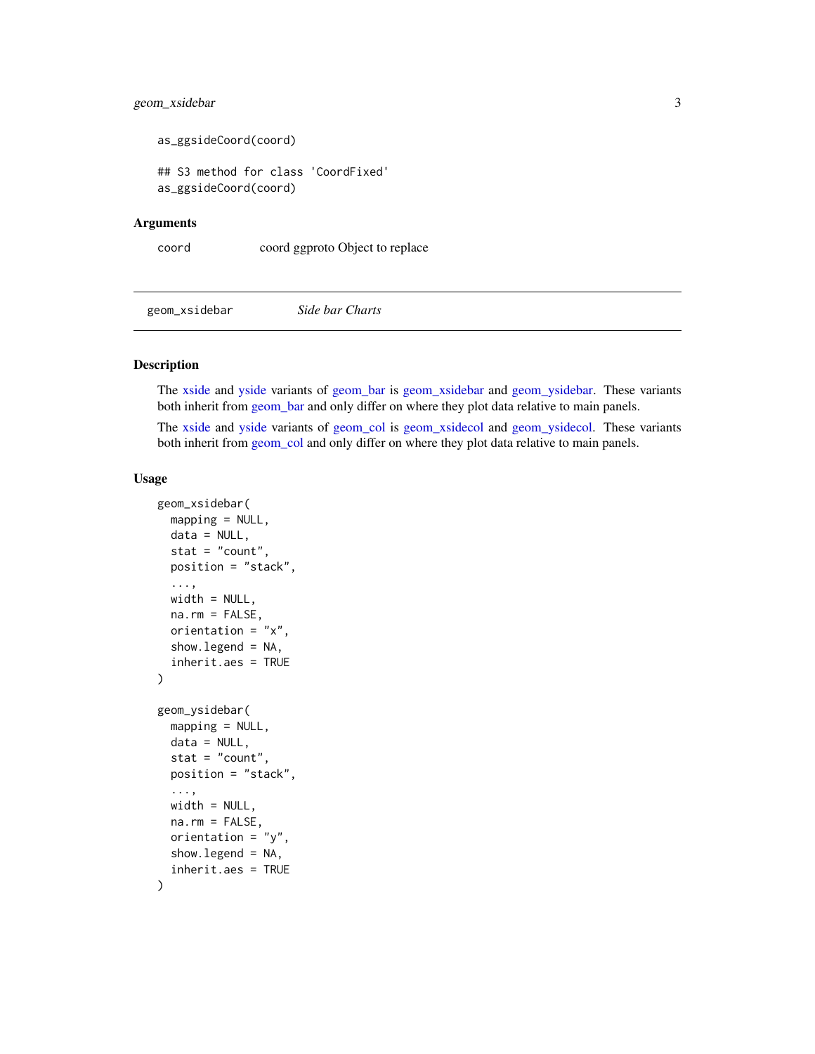```
as_ggsideCoord(coord)

## S3 method for class 'CoordFixed'
as_ggsideCoord(coord)
```

### Arguments

| | |
|---|---|
| `coord` | coord ggproto Object to replace |

---

## geom_xsidebar — *Side bar Charts*

---

### Description

The xside and yside variants of geom_bar is geom_xsidebar and geom_ysidebar. These variants both inherit from geom_bar and only differ on where they plot data relative to main panels.

The xside and yside variants of geom_col is geom_xsidecol and geom_ysidecol. These variants both inherit from geom_col and only differ on where they plot data relative to main panels.

### Usage

```
geom_xsidebar(
  mapping = NULL,
  data = NULL,
  stat = "count",
  position = "stack",
  ...,
  width = NULL,
  na.rm = FALSE,
  orientation = "x",
  show.legend = NA,
  inherit.aes = TRUE
)

geom_ysidebar(
  mapping = NULL,
  data = NULL,
  stat = "count",
  position = "stack",
  ...,
  width = NULL,
  na.rm = FALSE,
  orientation = "y",
  show.legend = NA,
  inherit.aes = TRUE
)
```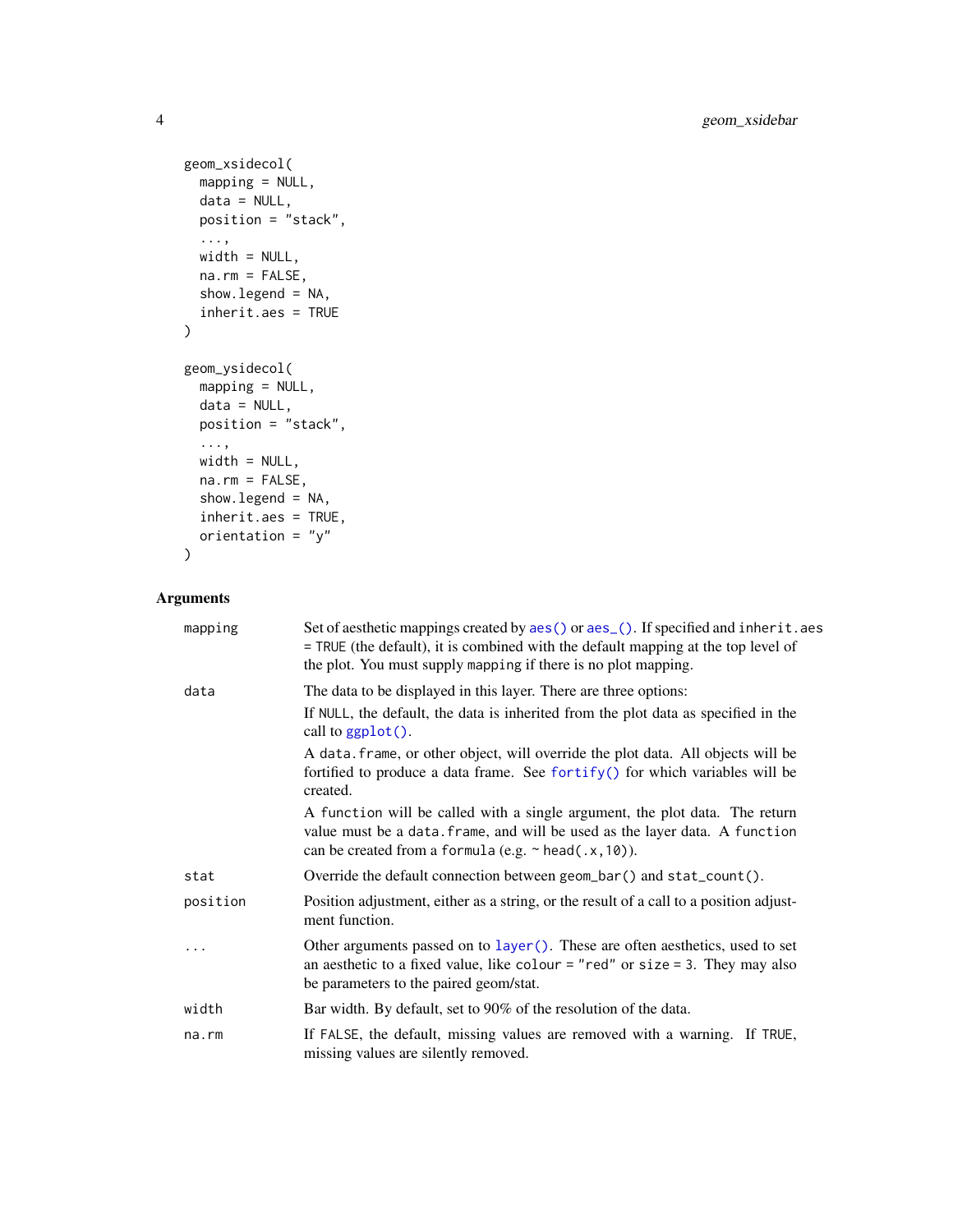```
geom_xsidecol(
  mapping = NULL,
  data = NULL,
  position = "stack",
  ...,
  width = NULL,
  na.rm = FALSE,
  show.legend = NA,
  inherit.aes = TRUE
)

geom_ysidecol(
  mapping = NULL,
  data = NULL,
  position = "stack",
  ...,
  width = NULL,
  na.rm = FALSE,
  show.legend = NA,
  inherit.aes = TRUE,
  orientation = "y"
)
```

## Arguments

| | |
|---|---|
| mapping | Set of aesthetic mappings created by aes() or aes_(). If specified and inherit.aes = TRUE (the default), it is combined with the default mapping at the top level of the plot. You must supply mapping if there is no plot mapping. |
| data | The data to be displayed in this layer. There are three options:<br>If NULL, the default, the data is inherited from the plot data as specified in the call to ggplot().<br>A data.frame, or other object, will override the plot data. All objects will be fortified to produce a data frame. See fortify() for which variables will be created.<br>A function will be called with a single argument, the plot data. The return value must be a data.frame, and will be used as the layer data. A function can be created from a formula (e.g. ~ head(.x,10)). |
| stat | Override the default connection between geom_bar() and stat_count(). |
| position | Position adjustment, either as a string, or the result of a call to a position adjustment function. |
| ... | Other arguments passed on to layer(). These are often aesthetics, used to set an aesthetic to a fixed value, like colour = "red" or size = 3. They may also be parameters to the paired geom/stat. |
| width | Bar width. By default, set to 90% of the resolution of the data. |
| na.rm | If FALSE, the default, missing values are removed with a warning. If TRUE, missing values are silently removed. |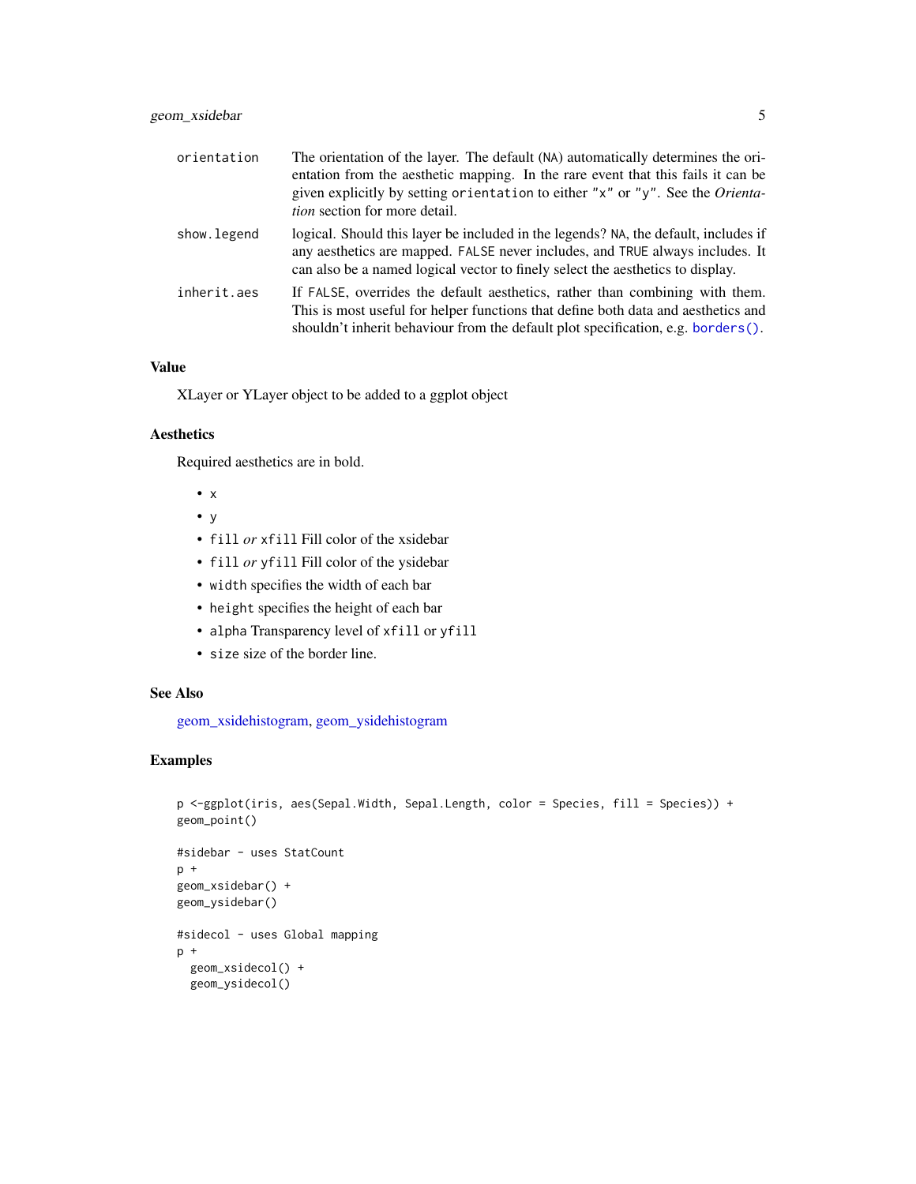| | |
|---|---|
| `orientation` | The orientation of the layer. The default (`NA`) automatically determines the orientation from the aesthetic mapping. In the rare event that this fails it can be given explicitly by setting `orientation` to either `"x"` or `"y"`. See the *Orientation* section for more detail. |
| `show.legend` | logical. Should this layer be included in the legends? `NA`, the default, includes if any aesthetics are mapped. `FALSE` never includes, and `TRUE` always includes. It can also be a named logical vector to finely select the aesthetics to display. |
| `inherit.aes` | If `FALSE`, overrides the default aesthetics, rather than combining with them. This is most useful for helper functions that define both data and aesthetics and shouldn't inherit behaviour from the default plot specification, e.g. `borders()`. |

### Value

XLayer or YLayer object to be added to a ggplot object

### Aesthetics

Required aesthetics are in bold.

- `x`
- `y`
- `fill` *or* `xfill` Fill color of the xsidebar
- `fill` *or* `yfill` Fill color of the ysidebar
- `width` specifies the width of each bar
- `height` specifies the height of each bar
- `alpha` Transparency level of `xfill` or `yfill`
- `size` size of the border line.

### See Also

geom_xsidehistogram, geom_ysidehistogram

### Examples

```
p <-ggplot(iris, aes(Sepal.Width, Sepal.Length, color = Species, fill = Species)) +
geom_point()

#sidebar - uses StatCount
p +
geom_xsidebar() +
geom_ysidebar()

#sidecol - uses Global mapping
p +
  geom_xsidecol() +
  geom_ysidecol()
```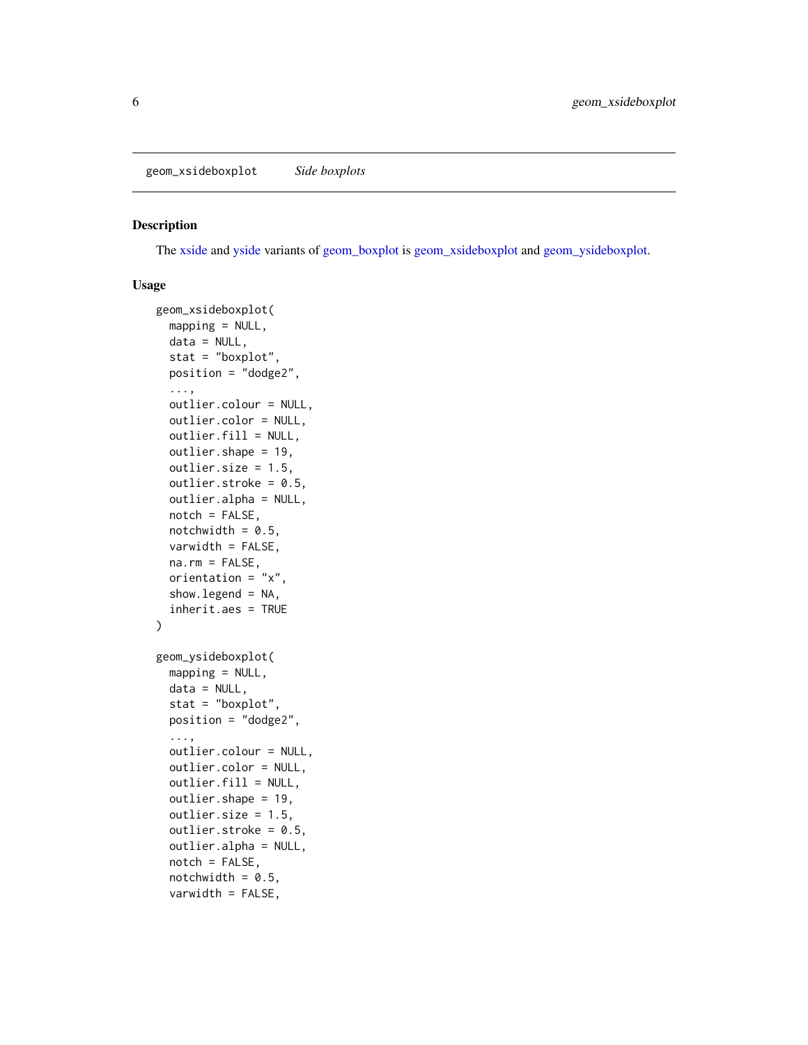geom_xsideboxplot *Side boxplots*

## Description

The xside and yside variants of geom_boxplot is geom_xsideboxplot and geom_ysideboxplot.

## Usage

```
geom_xsideboxplot(
  mapping = NULL,
  data = NULL,
  stat = "boxplot",
  position = "dodge2",
  ...,
  outlier.colour = NULL,
  outlier.color = NULL,
  outlier.fill = NULL,
  outlier.shape = 19,
  outlier.size = 1.5,
  outlier.stroke = 0.5,
  outlier.alpha = NULL,
  notch = FALSE,
  notchwidth = 0.5,
  varwidth = FALSE,
  na.rm = FALSE,
  orientation = "x",
  show.legend = NA,
  inherit.aes = TRUE
)

geom_ysideboxplot(
  mapping = NULL,
  data = NULL,
  stat = "boxplot",
  position = "dodge2",
  ...,
  outlier.colour = NULL,
  outlier.color = NULL,
  outlier.fill = NULL,
  outlier.shape = 19,
  outlier.size = 1.5,
  outlier.stroke = 0.5,
  outlier.alpha = NULL,
  notch = FALSE,
  notchwidth = 0.5,
  varwidth = FALSE,
```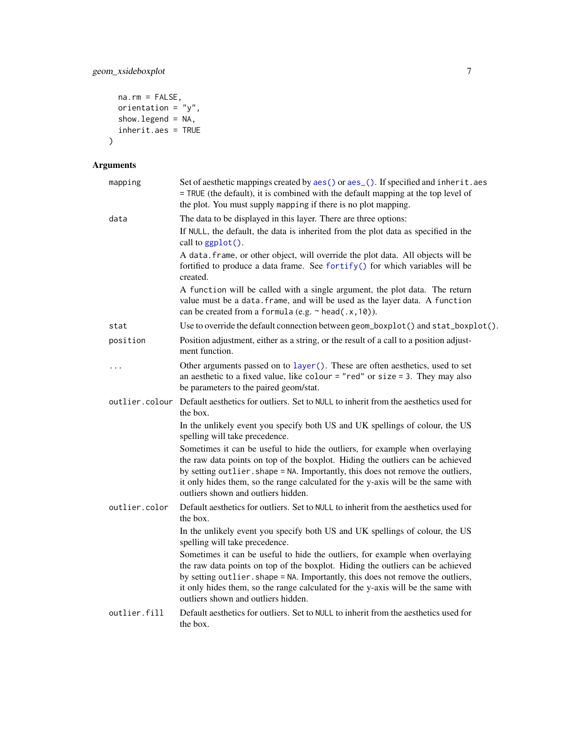```
  na.rm = FALSE,
  orientation = "y",
  show.legend = NA,
  inherit.aes = TRUE
)
```

## Arguments

| | |
|---|---|
| mapping | Set of aesthetic mappings created by `aes()` or `aes_()`. If specified and `inherit.aes = TRUE` (the default), it is combined with the default mapping at the top level of the plot. You must supply `mapping` if there is no plot mapping. |
| data | The data to be displayed in this layer. There are three options:<br>If `NULL`, the default, the data is inherited from the plot data as specified in the call to `ggplot()`.<br>A `data.frame`, or other object, will override the plot data. All objects will be fortified to produce a data frame. See `fortify()` for which variables will be created.<br>A `function` will be called with a single argument, the plot data. The return value must be a `data.frame`, and will be used as the layer data. A `function` can be created from a `formula` (e.g. `~ head(.x, 10)`). |
| stat | Use to override the default connection between `geom_boxplot()` and `stat_boxplot()`. |
| position | Position adjustment, either as a string, or the result of a call to a position adjustment function. |
| ... | Other arguments passed on to `layer()`. These are often aesthetics, used to set an aesthetic to a fixed value, like `colour = "red"` or `size = 3`. They may also be parameters to the paired geom/stat. |
| outlier.colour | Default aesthetics for outliers. Set to `NULL` to inherit from the aesthetics used for the box.<br>In the unlikely event you specify both US and UK spellings of colour, the US spelling will take precedence.<br>Sometimes it can be useful to hide the outliers, for example when overlaying the raw data points on top of the boxplot. Hiding the outliers can be achieved by setting `outlier.shape = NA`. Importantly, this does not remove the outliers, it only hides them, so the range calculated for the y-axis will be the same with outliers shown and outliers hidden. |
| outlier.color | Default aesthetics for outliers. Set to `NULL` to inherit from the aesthetics used for the box.<br>In the unlikely event you specify both US and UK spellings of colour, the US spelling will take precedence.<br>Sometimes it can be useful to hide the outliers, for example when overlaying the raw data points on top of the boxplot. Hiding the outliers can be achieved by setting `outlier.shape = NA`. Importantly, this does not remove the outliers, it only hides them, so the range calculated for the y-axis will be the same with outliers shown and outliers hidden. |
| outlier.fill | Default aesthetics for outliers. Set to `NULL` to inherit from the aesthetics used for the box. |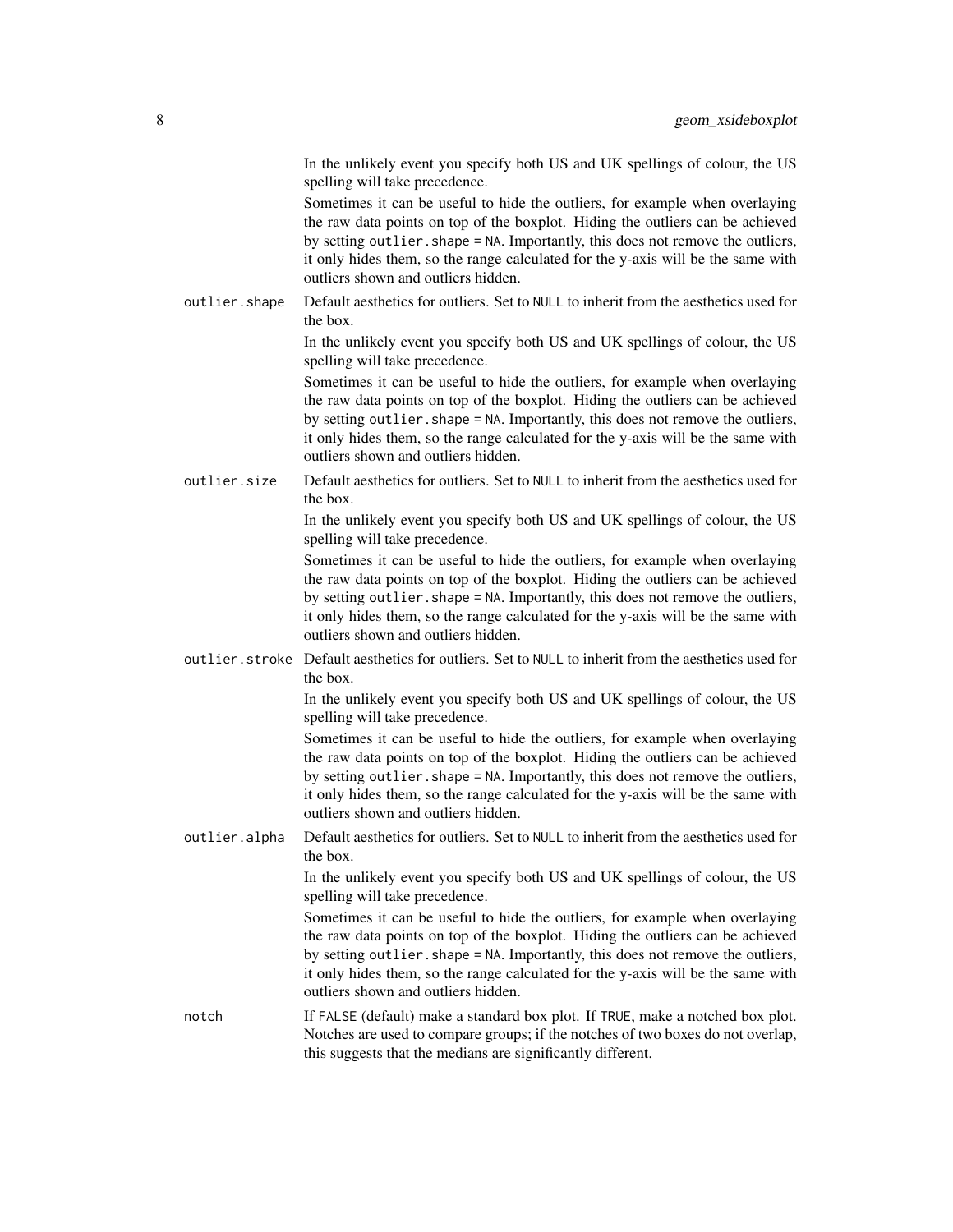In the unlikely event you specify both US and UK spellings of colour, the US spelling will take precedence.

Sometimes it can be useful to hide the outliers, for example when overlaying the raw data points on top of the boxplot. Hiding the outliers can be achieved by setting `outlier.shape = NA`. Importantly, this does not remove the outliers, it only hides them, so the range calculated for the y-axis will be the same with outliers shown and outliers hidden.

`outlier.shape`
: Default aesthetics for outliers. Set to `NULL` to inherit from the aesthetics used for the box.

  In the unlikely event you specify both US and UK spellings of colour, the US spelling will take precedence.

  Sometimes it can be useful to hide the outliers, for example when overlaying the raw data points on top of the boxplot. Hiding the outliers can be achieved by setting `outlier.shape = NA`. Importantly, this does not remove the outliers, it only hides them, so the range calculated for the y-axis will be the same with outliers shown and outliers hidden.

`outlier.size`
: Default aesthetics for outliers. Set to `NULL` to inherit from the aesthetics used for the box.

  In the unlikely event you specify both US and UK spellings of colour, the US spelling will take precedence.

  Sometimes it can be useful to hide the outliers, for example when overlaying the raw data points on top of the boxplot. Hiding the outliers can be achieved by setting `outlier.shape = NA`. Importantly, this does not remove the outliers, it only hides them, so the range calculated for the y-axis will be the same with outliers shown and outliers hidden.

`outlier.stroke`
: Default aesthetics for outliers. Set to `NULL` to inherit from the aesthetics used for the box.

  In the unlikely event you specify both US and UK spellings of colour, the US spelling will take precedence.

  Sometimes it can be useful to hide the outliers, for example when overlaying the raw data points on top of the boxplot. Hiding the outliers can be achieved by setting `outlier.shape = NA`. Importantly, this does not remove the outliers, it only hides them, so the range calculated for the y-axis will be the same with outliers shown and outliers hidden.

`outlier.alpha`
: Default aesthetics for outliers. Set to `NULL` to inherit from the aesthetics used for the box.

  In the unlikely event you specify both US and UK spellings of colour, the US spelling will take precedence.

  Sometimes it can be useful to hide the outliers, for example when overlaying the raw data points on top of the boxplot. Hiding the outliers can be achieved by setting `outlier.shape = NA`. Importantly, this does not remove the outliers, it only hides them, so the range calculated for the y-axis will be the same with outliers shown and outliers hidden.

`notch`
: If `FALSE` (default) make a standard box plot. If `TRUE`, make a notched box plot. Notches are used to compare groups; if the notches of two boxes do not overlap, this suggests that the medians are significantly different.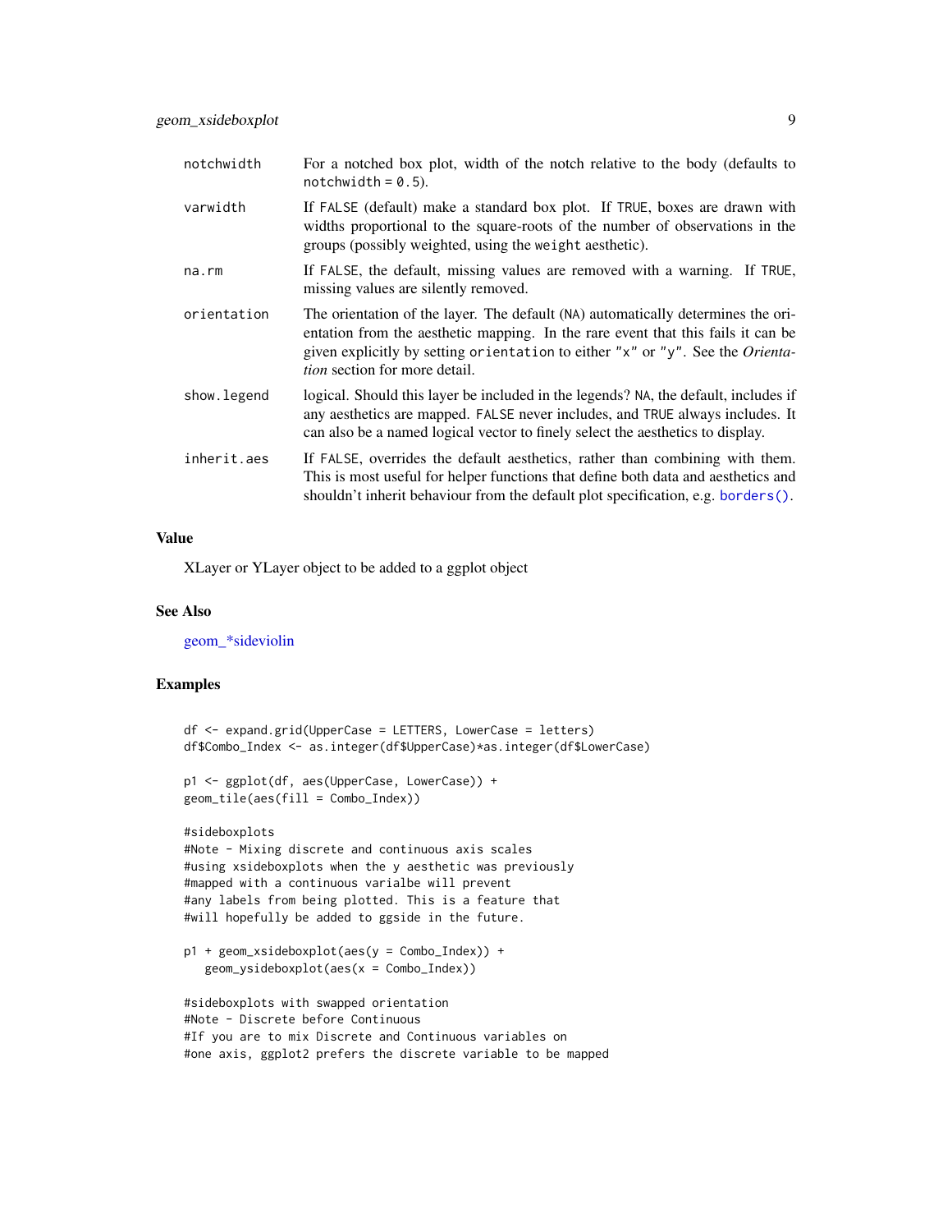| | |
|---|---|
| notchwidth | For a notched box plot, width of the notch relative to the body (defaults to `notchwidth = 0.5`). |
| varwidth | If FALSE (default) make a standard box plot. If TRUE, boxes are drawn with widths proportional to the square-roots of the number of observations in the groups (possibly weighted, using the weight aesthetic). |
| na.rm | If FALSE, the default, missing values are removed with a warning. If TRUE, missing values are silently removed. |
| orientation | The orientation of the layer. The default (NA) automatically determines the orientation from the aesthetic mapping. In the rare event that this fails it can be given explicitly by setting orientation to either "x" or "y". See the *Orientation* section for more detail. |
| show.legend | logical. Should this layer be included in the legends? NA, the default, includes if any aesthetics are mapped. FALSE never includes, and TRUE always includes. It can also be a named logical vector to finely select the aesthetics to display. |
| inherit.aes | If FALSE, overrides the default aesthetics, rather than combining with them. This is most useful for helper functions that define both data and aesthetics and shouldn't inherit behaviour from the default plot specification, e.g. `borders()`. |

## Value

XLayer or YLayer object to be added to a ggplot object

## See Also

geom_*sideviolin

## Examples

```
df <- expand.grid(UpperCase = LETTERS, LowerCase = letters)
df$Combo_Index <- as.integer(df$UpperCase)*as.integer(df$LowerCase)

p1 <- ggplot(df, aes(UpperCase, LowerCase)) +
geom_tile(aes(fill = Combo_Index))

#sideboxplots
#Note - Mixing discrete and continuous axis scales
#using xsideboxplots when the y aesthetic was previously
#mapped with a continuous varialbe will prevent
#any labels from being plotted. This is a feature that
#will hopefully be added to ggside in the future.

p1 + geom_xsideboxplot(aes(y = Combo_Index)) +
   geom_ysideboxplot(aes(x = Combo_Index))

#sideboxplots with swapped orientation
#Note - Discrete before Continuous
#If you are to mix Discrete and Continuous variables on
#one axis, ggplot2 prefers the discrete variable to be mapped
```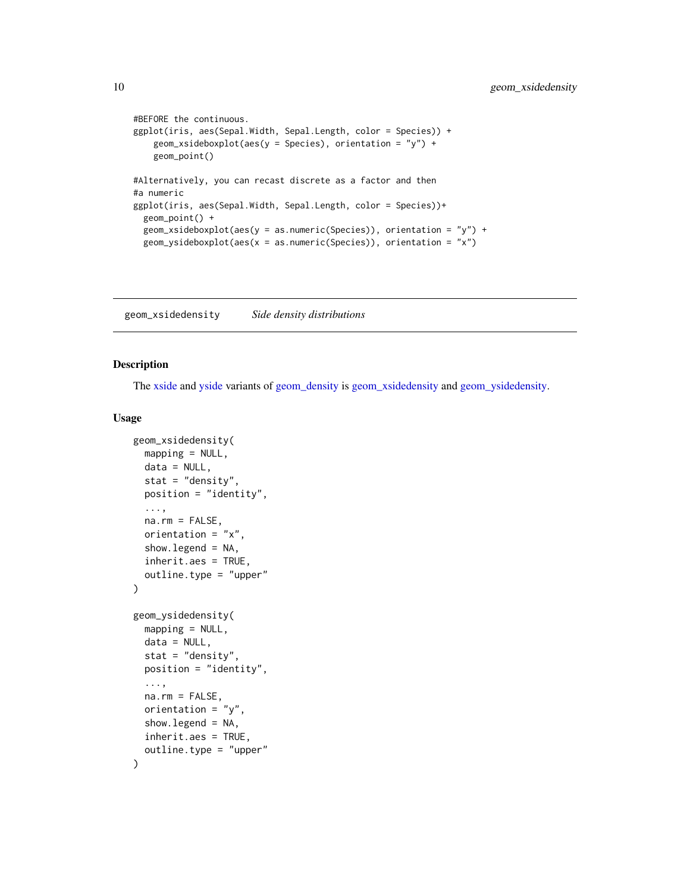```
#BEFORE the continuous.
ggplot(iris, aes(Sepal.Width, Sepal.Length, color = Species)) +
    geom_xsideboxplot(aes(y = Species), orientation = "y") +
    geom_point()

#Alternatively, you can recast discrete as a factor and then
#a numeric
ggplot(iris, aes(Sepal.Width, Sepal.Length, color = Species))+
  geom_point() +
  geom_xsideboxplot(aes(y = as.numeric(Species)), orientation = "y") +
  geom_ysideboxplot(aes(x = as.numeric(Species)), orientation = "x")
```

---

## geom_xsidedensity *Side density distributions*

---

### Description

The xside and yside variants of geom_density is geom_xsidedensity and geom_ysidedensity.

### Usage

```
geom_xsidedensity(
  mapping = NULL,
  data = NULL,
  stat = "density",
  position = "identity",
  ...,
  na.rm = FALSE,
  orientation = "x",
  show.legend = NA,
  inherit.aes = TRUE,
  outline.type = "upper"
)

geom_ysidedensity(
  mapping = NULL,
  data = NULL,
  stat = "density",
  position = "identity",
  ...,
  na.rm = FALSE,
  orientation = "y",
  show.legend = NA,
  inherit.aes = TRUE,
  outline.type = "upper"
)
```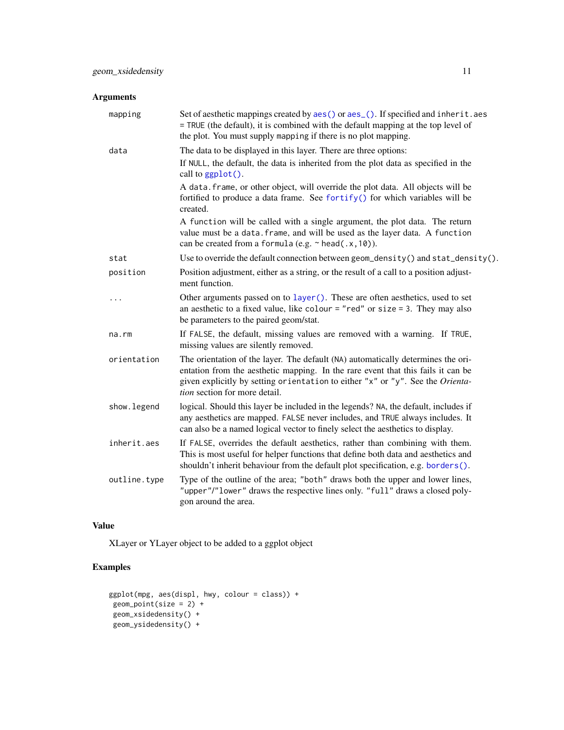## Arguments

| | |
|---|---|
| `mapping` | Set of aesthetic mappings created by `aes()` or `aes_()`. If specified and `inherit.aes = TRUE` (the default), it is combined with the default mapping at the top level of the plot. You must supply `mapping` if there is no plot mapping. |
| `data` | The data to be displayed in this layer. There are three options:<br>If `NULL`, the default, the data is inherited from the plot data as specified in the call to `ggplot()`.<br>A `data.frame`, or other object, will override the plot data. All objects will be fortified to produce a data frame. See `fortify()` for which variables will be created.<br>A `function` will be called with a single argument, the plot data. The return value must be a `data.frame`, and will be used as the layer data. A `function` can be created from a `formula` (e.g. `~ head(.x,10)`). |
| `stat` | Use to override the default connection between `geom_density()` and `stat_density()`. |
| `position` | Position adjustment, either as a string, or the result of a call to a position adjustment function. |
| `...` | Other arguments passed on to `layer()`. These are often aesthetics, used to set an aesthetic to a fixed value, like `colour = "red"` or `size = 3`. They may also be parameters to the paired geom/stat. |
| `na.rm` | If `FALSE`, the default, missing values are removed with a warning. If `TRUE`, missing values are silently removed. |
| `orientation` | The orientation of the layer. The default (`NA`) automatically determines the orientation from the aesthetic mapping. In the rare event that this fails it can be given explicitly by setting `orientation` to either `"x"` or `"y"`. See the *Orientation* section for more detail. |
| `show.legend` | logical. Should this layer be included in the legends? `NA`, the default, includes if any aesthetics are mapped. `FALSE` never includes, and `TRUE` always includes. It can also be a named logical vector to finely select the aesthetics to display. |
| `inherit.aes` | If `FALSE`, overrides the default aesthetics, rather than combining with them. This is most useful for helper functions that define both data and aesthetics and shouldn't inherit behaviour from the default plot specification, e.g. `borders()`. |
| `outline.type` | Type of the outline of the area; `"both"` draws both the upper and lower lines, `"upper"`/`"lower"` draws the respective lines only. `"full"` draws a closed polygon around the area. |

## Value

XLayer or YLayer object to be added to a ggplot object

## Examples

```
ggplot(mpg, aes(displ, hwy, colour = class)) +
 geom_point(size = 2) +
 geom_xsidedensity() +
 geom_ysidedensity() +
```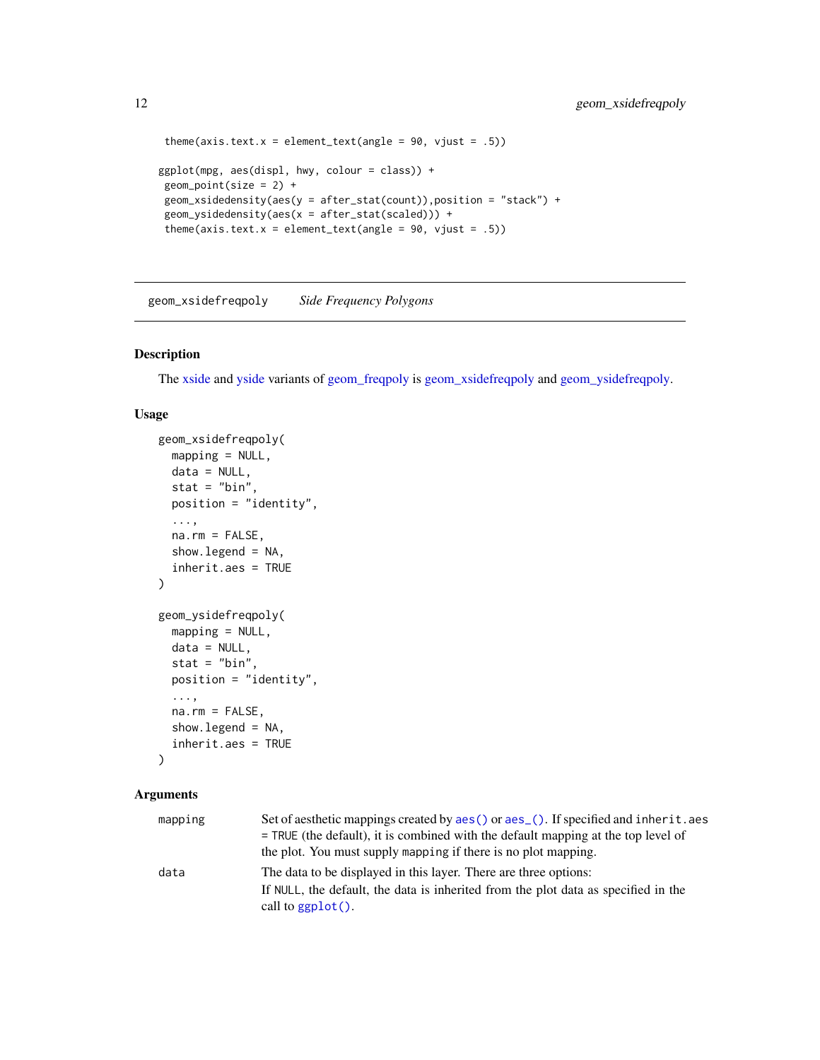```
  theme(axis.text.x = element_text(angle = 90, vjust = .5))

ggplot(mpg, aes(displ, hwy, colour = class)) +
  geom_point(size = 2) +
  geom_xsidedensity(aes(y = after_stat(count)),position = "stack") +
  geom_ysidedensity(aes(x = after_stat(scaled))) +
  theme(axis.text.x = element_text(angle = 90, vjust = .5))
```

## geom_xsidefreqpoly — *Side Frequency Polygons*

### Description

The xside and yside variants of geom_freqpoly is geom_xsidefreqpoly and geom_ysidefreqpoly.

### Usage

```
geom_xsidefreqpoly(
  mapping = NULL,
  data = NULL,
  stat = "bin",
  position = "identity",
  ...,
  na.rm = FALSE,
  show.legend = NA,
  inherit.aes = TRUE
)

geom_ysidefreqpoly(
  mapping = NULL,
  data = NULL,
  stat = "bin",
  position = "identity",
  ...,
  na.rm = FALSE,
  show.legend = NA,
  inherit.aes = TRUE
)
```

### Arguments

| | |
|---|---|
| `mapping` | Set of aesthetic mappings created by `aes()` or `aes_()`. If specified and `inherit.aes = TRUE` (the default), it is combined with the default mapping at the top level of the plot. You must supply `mapping` if there is no plot mapping. |
| `data` | The data to be displayed in this layer. There are three options:<br>If `NULL`, the default, the data is inherited from the plot data as specified in the call to `ggplot()`. |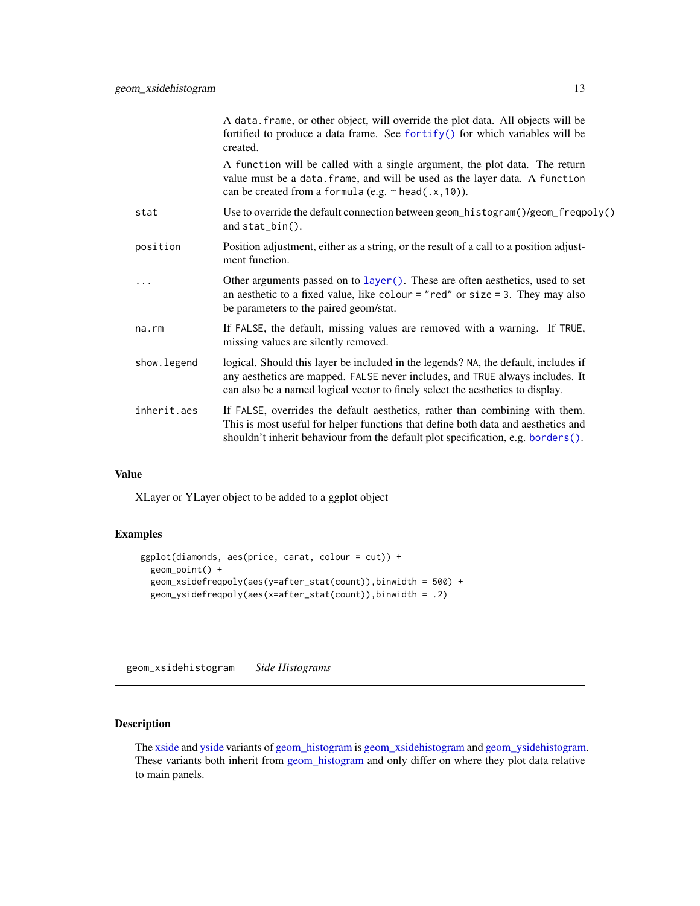| | |
|---|---|
| | A `data.frame`, or other object, will override the plot data. All objects will be fortified to produce a data frame. See `fortify()` for which variables will be created.<br><br>A `function` will be called with a single argument, the plot data. The return value must be a `data.frame`, and will be used as the layer data. A `function` can be created from a `formula` (e.g. `~ head(.x,10)`). |
| `stat` | Use to override the default connection between `geom_histogram()`/`geom_freqpoly()` and `stat_bin()`. |
| `position` | Position adjustment, either as a string, or the result of a call to a position adjustment function. |
| `...` | Other arguments passed on to `layer()`. These are often aesthetics, used to set an aesthetic to a fixed value, like `colour = "red"` or `size = 3`. They may also be parameters to the paired geom/stat. |
| `na.rm` | If `FALSE`, the default, missing values are removed with a warning. If `TRUE`, missing values are silently removed. |
| `show.legend` | logical. Should this layer be included in the legends? `NA`, the default, includes if any aesthetics are mapped. `FALSE` never includes, and `TRUE` always includes. It can also be a named logical vector to finely select the aesthetics to display. |
| `inherit.aes` | If `FALSE`, overrides the default aesthetics, rather than combining with them. This is most useful for helper functions that define both data and aesthetics and shouldn't inherit behaviour from the default plot specification, e.g. `borders()`. |

## Value

XLayer or YLayer object to be added to a ggplot object

## Examples

```
ggplot(diamonds, aes(price, carat, colour = cut)) +
  geom_point() +
  geom_xsidefreqpoly(aes(y=after_stat(count)),binwidth = 500) +
  geom_ysidefreqpoly(aes(x=after_stat(count)),binwidth = .2)
```

---

# `geom_xsidehistogram` *Side Histograms*

---

## Description

The xside and yside variants of geom_histogram is geom_xsidehistogram and geom_ysidehistogram. These variants both inherit from geom_histogram and only differ on where they plot data relative to main panels.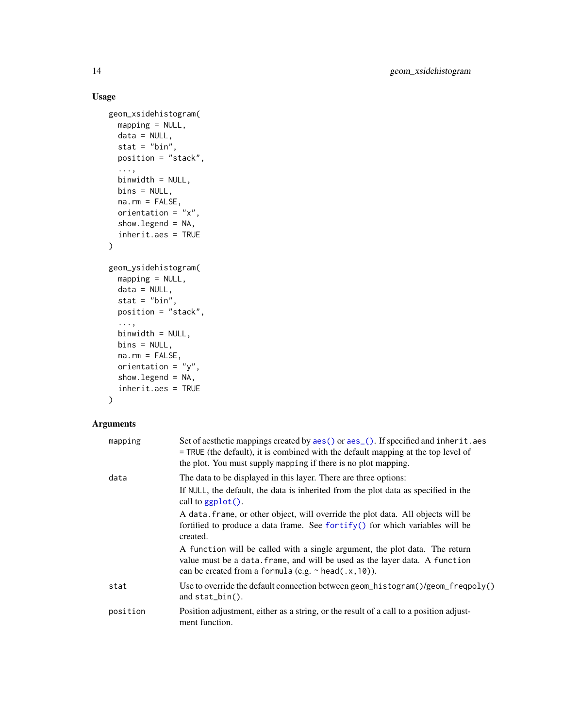### Usage

```
geom_xsidehistogram(
  mapping = NULL,
  data = NULL,
  stat = "bin",
  position = "stack",
  ...,
  binwidth = NULL,
  bins = NULL,
  na.rm = FALSE,
  orientation = "x",
  show.legend = NA,
  inherit.aes = TRUE
)

geom_ysidehistogram(
  mapping = NULL,
  data = NULL,
  stat = "bin",
  position = "stack",
  ...,
  binwidth = NULL,
  bins = NULL,
  na.rm = FALSE,
  orientation = "y",
  show.legend = NA,
  inherit.aes = TRUE
)
```

### Arguments

| | |
|---|---|
| `mapping` | Set of aesthetic mappings created by `aes()` or `aes_()`. If specified and `inherit.aes = TRUE` (the default), it is combined with the default mapping at the top level of the plot. You must supply `mapping` if there is no plot mapping. |
| `data` | The data to be displayed in this layer. There are three options:<br>If `NULL`, the default, the data is inherited from the plot data as specified in the call to `ggplot()`.<br>A `data.frame`, or other object, will override the plot data. All objects will be fortified to produce a data frame. See `fortify()` for which variables will be created.<br>A `function` will be called with a single argument, the plot data. The return value must be a `data.frame`, and will be used as the layer data. A `function` can be created from a `formula` (e.g. `~ head(.x, 10)`). |
| `stat` | Use to override the default connection between `geom_histogram()`/`geom_freqpoly()` and `stat_bin()`. |
| `position` | Position adjustment, either as a string, or the result of a call to a position adjustment function. |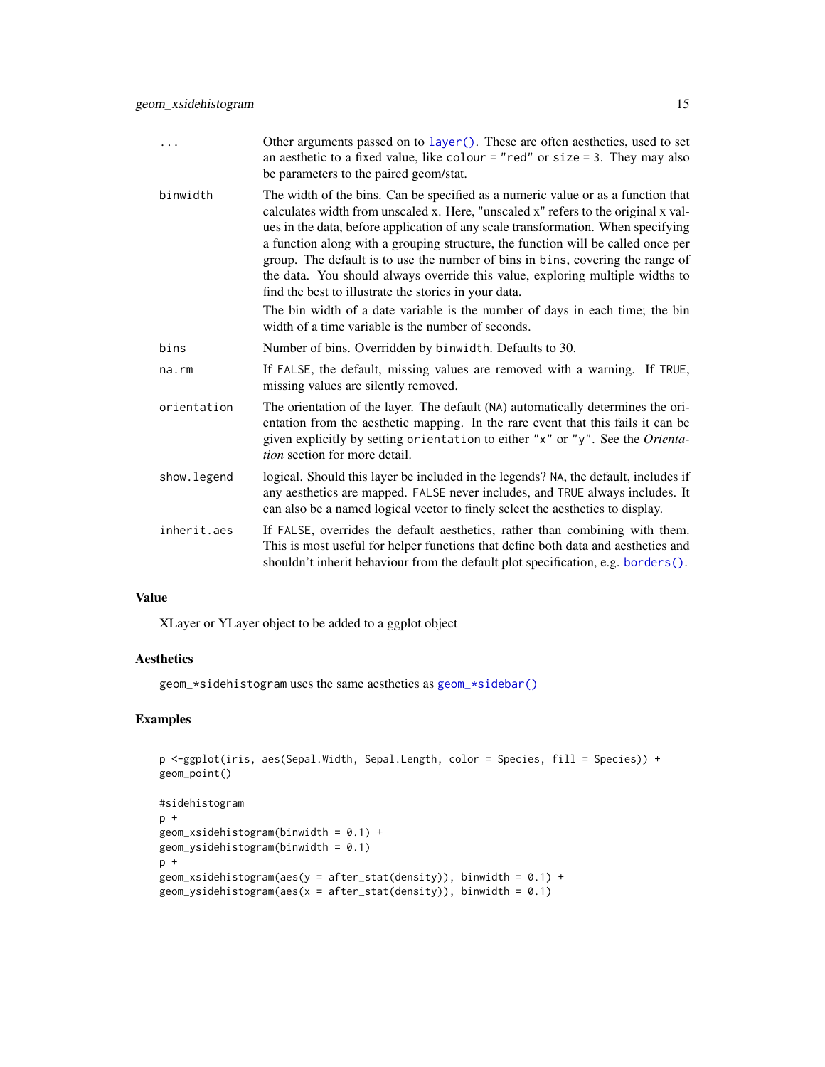| | |
|---|---|
| ... | Other arguments passed on to `layer()`. These are often aesthetics, used to set an aesthetic to a fixed value, like `colour = "red"` or `size = 3`. They may also be parameters to the paired geom/stat. |
| binwidth | The width of the bins. Can be specified as a numeric value or as a function that calculates width from unscaled x. Here, "unscaled x" refers to the original x values in the data, before application of any scale transformation. When specifying a function along with a grouping structure, the function will be called once per group. The default is to use the number of bins in `bins`, covering the range of the data. You should always override this value, exploring multiple widths to find the best to illustrate the stories in your data. <br><br> The bin width of a date variable is the number of days in each time; the bin width of a time variable is the number of seconds. |
| bins | Number of bins. Overridden by `binwidth`. Defaults to 30. |
| na.rm | If `FALSE`, the default, missing values are removed with a warning. If `TRUE`, missing values are silently removed. |
| orientation | The orientation of the layer. The default (`NA`) automatically determines the orientation from the aesthetic mapping. In the rare event that this fails it can be given explicitly by setting `orientation` to either `"x"` or `"y"`. See the *Orientation* section for more detail. |
| show.legend | logical. Should this layer be included in the legends? `NA`, the default, includes if any aesthetics are mapped. `FALSE` never includes, and `TRUE` always includes. It can also be a named logical vector to finely select the aesthetics to display. |
| inherit.aes | If `FALSE`, overrides the default aesthetics, rather than combining with them. This is most useful for helper functions that define both data and aesthetics and shouldn't inherit behaviour from the default plot specification, e.g. `borders()`. |

### Value

XLayer or YLayer object to be added to a ggplot object

### Aesthetics

`geom_*sidehistogram` uses the same aesthetics as `geom_*sidebar()`

### Examples

```
p <-ggplot(iris, aes(Sepal.Width, Sepal.Length, color = Species, fill = Species)) +
geom_point()

#sidehistogram
p +
geom_xsidehistogram(binwidth = 0.1) +
geom_ysidehistogram(binwidth = 0.1)
p +
geom_xsidehistogram(aes(y = after_stat(density)), binwidth = 0.1) +
geom_ysidehistogram(aes(x = after_stat(density)), binwidth = 0.1)
```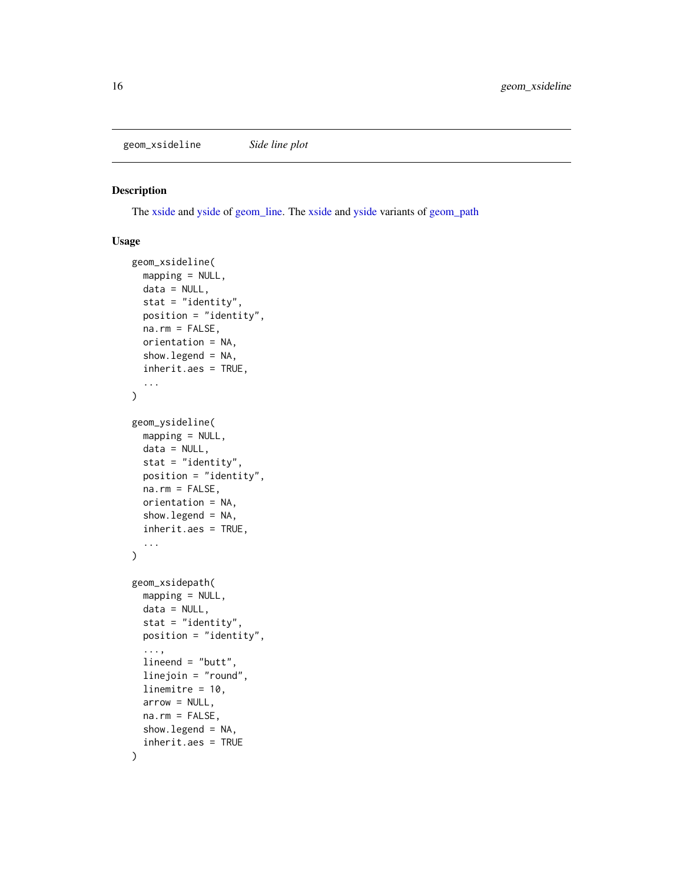geom_xsideline *Side line plot*

## Description

The xside and yside of geom_line. The xside and yside variants of geom_path

## Usage

```
geom_xsideline(
  mapping = NULL,
  data = NULL,
  stat = "identity",
  position = "identity",
  na.rm = FALSE,
  orientation = NA,
  show.legend = NA,
  inherit.aes = TRUE,
  ...
)

geom_ysideline(
  mapping = NULL,
  data = NULL,
  stat = "identity",
  position = "identity",
  na.rm = FALSE,
  orientation = NA,
  show.legend = NA,
  inherit.aes = TRUE,
  ...
)

geom_xsidepath(
  mapping = NULL,
  data = NULL,
  stat = "identity",
  position = "identity",
  ...,
  lineend = "butt",
  linejoin = "round",
  linemitre = 10,
  arrow = NULL,
  na.rm = FALSE,
  show.legend = NA,
  inherit.aes = TRUE
)
```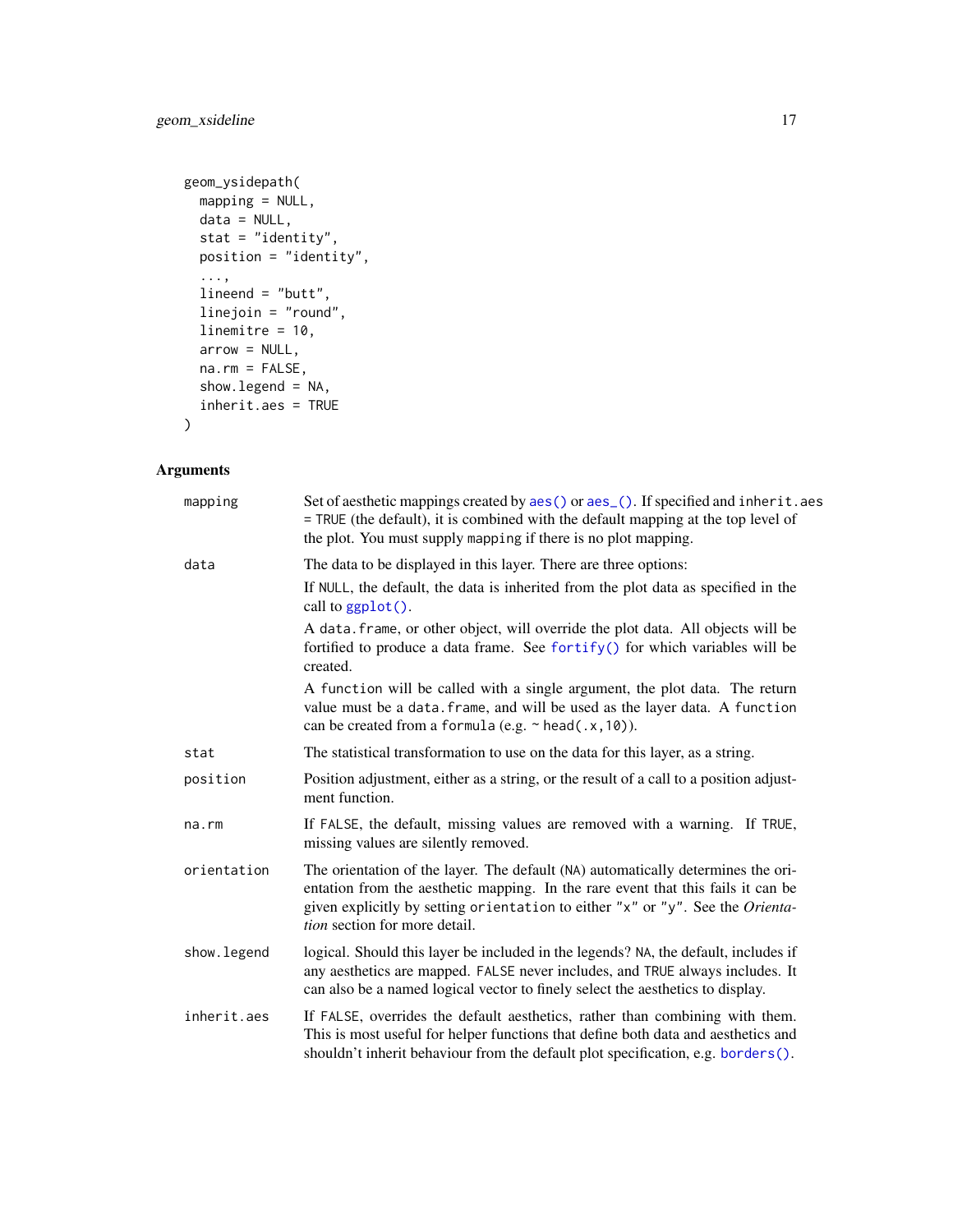```
geom_ysidepath(
  mapping = NULL,
  data = NULL,
  stat = "identity",
  position = "identity",
  ...,
  lineend = "butt",
  linejoin = "round",
  linemitre = 10,
  arrow = NULL,
  na.rm = FALSE,
  show.legend = NA,
  inherit.aes = TRUE
)
```

## Arguments

| | |
|---|---|
| mapping | Set of aesthetic mappings created by `aes()` or `aes_()`. If specified and `inherit.aes = TRUE` (the default), it is combined with the default mapping at the top level of the plot. You must supply `mapping` if there is no plot mapping. |
| data | The data to be displayed in this layer. There are three options: <br> If `NULL`, the default, the data is inherited from the plot data as specified in the call to `ggplot()`. <br> A `data.frame`, or other object, will override the plot data. All objects will be fortified to produce a data frame. See `fortify()` for which variables will be created. <br> A `function` will be called with a single argument, the plot data. The return value must be a `data.frame`, and will be used as the layer data. A `function` can be created from a `formula` (e.g. `~ head(.x,10)`). |
| stat | The statistical transformation to use on the data for this layer, as a string. |
| position | Position adjustment, either as a string, or the result of a call to a position adjustment function. |
| na.rm | If `FALSE`, the default, missing values are removed with a warning. If `TRUE`, missing values are silently removed. |
| orientation | The orientation of the layer. The default (`NA`) automatically determines the orientation from the aesthetic mapping. In the rare event that this fails it can be given explicitly by setting `orientation` to either `"x"` or `"y"`. See the *Orientation* section for more detail. |
| show.legend | logical. Should this layer be included in the legends? `NA`, the default, includes if any aesthetics are mapped. `FALSE` never includes, and `TRUE` always includes. It can also be a named logical vector to finely select the aesthetics to display. |
| inherit.aes | If `FALSE`, overrides the default aesthetics, rather than combining with them. This is most useful for helper functions that define both data and aesthetics and shouldn't inherit behaviour from the default plot specification, e.g. `borders()`. |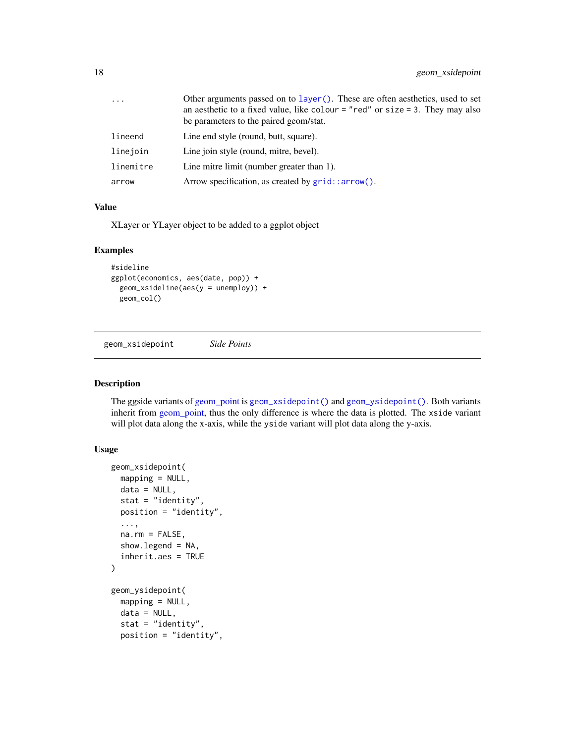| | |
|---|---|
| ... | Other arguments passed on to `layer()`. These are often aesthetics, used to set an aesthetic to a fixed value, like `colour = "red"` or `size = 3`. They may also be parameters to the paired geom/stat. |
| lineend | Line end style (round, butt, square). |
| linejoin | Line join style (round, mitre, bevel). |
| linemitre | Line mitre limit (number greater than 1). |
| arrow | Arrow specification, as created by `grid::arrow()`. |

### Value

XLayer or YLayer object to be added to a ggplot object

### Examples

```
#sideline
ggplot(economics, aes(date, pop)) +
  geom_xsideline(aes(y = unemploy)) +
  geom_col()
```

---

## geom_xsidepoint *Side Points*

---

### Description

The ggside variants of geom_point is `geom_xsidepoint()` and `geom_ysidepoint()`. Both variants inherit from geom_point, thus the only difference is where the data is plotted. The `xside` variant will plot data along the x-axis, while the `yside` variant will plot data along the y-axis.

### Usage

```
geom_xsidepoint(
  mapping = NULL,
  data = NULL,
  stat = "identity",
  position = "identity",
  ...,
  na.rm = FALSE,
  show.legend = NA,
  inherit.aes = TRUE
)

geom_ysidepoint(
  mapping = NULL,
  data = NULL,
  stat = "identity",
  position = "identity",
```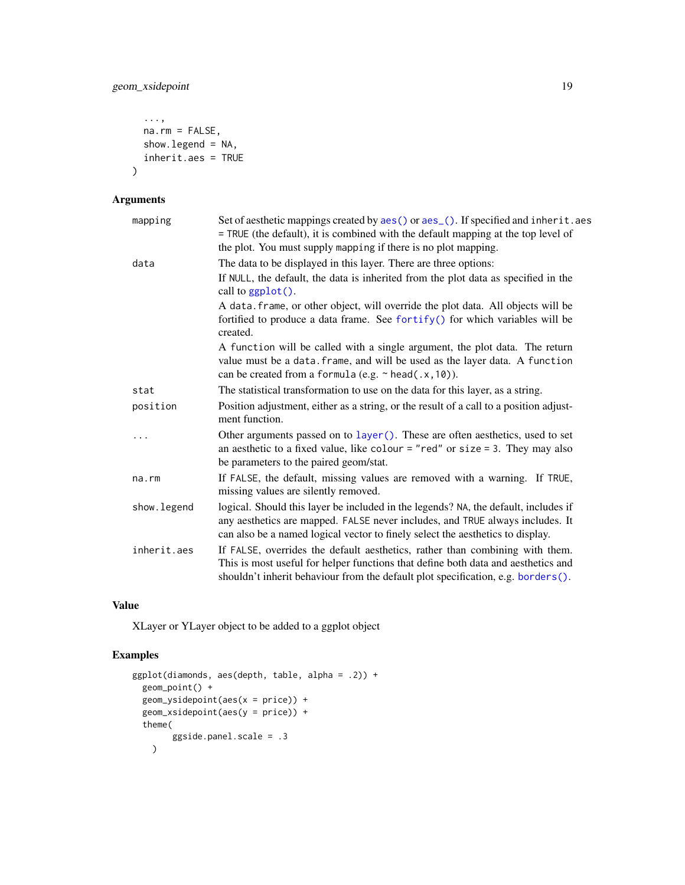```
  ...,
  na.rm = FALSE,
  show.legend = NA,
  inherit.aes = TRUE
)
```

## Arguments

| | |
|---|---|
| mapping | Set of aesthetic mappings created by aes() or aes_(). If specified and inherit.aes = TRUE (the default), it is combined with the default mapping at the top level of the plot. You must supply mapping if there is no plot mapping. |
| data | The data to be displayed in this layer. There are three options: If NULL, the default, the data is inherited from the plot data as specified in the call to ggplot(). A data.frame, or other object, will override the plot data. All objects will be fortified to produce a data frame. See fortify() for which variables will be created. A function will be called with a single argument, the plot data. The return value must be a data.frame, and will be used as the layer data. A function can be created from a formula (e.g. ~ head(.x,10)). |
| stat | The statistical transformation to use on the data for this layer, as a string. |
| position | Position adjustment, either as a string, or the result of a call to a position adjustment function. |
| ... | Other arguments passed on to layer(). These are often aesthetics, used to set an aesthetic to a fixed value, like colour = "red" or size = 3. They may also be parameters to the paired geom/stat. |
| na.rm | If FALSE, the default, missing values are removed with a warning. If TRUE, missing values are silently removed. |
| show.legend | logical. Should this layer be included in the legends? NA, the default, includes if any aesthetics are mapped. FALSE never includes, and TRUE always includes. It can also be a named logical vector to finely select the aesthetics to display. |
| inherit.aes | If FALSE, overrides the default aesthetics, rather than combining with them. This is most useful for helper functions that define both data and aesthetics and shouldn't inherit behaviour from the default plot specification, e.g. borders(). |

## Value

XLayer or YLayer object to be added to a ggplot object

## Examples

```
ggplot(diamonds, aes(depth, table, alpha = .2)) +
  geom_point() +
  geom_ysidepoint(aes(x = price)) +
  geom_xsidepoint(aes(y = price)) +
  theme(
        ggside.panel.scale = .3
    )
```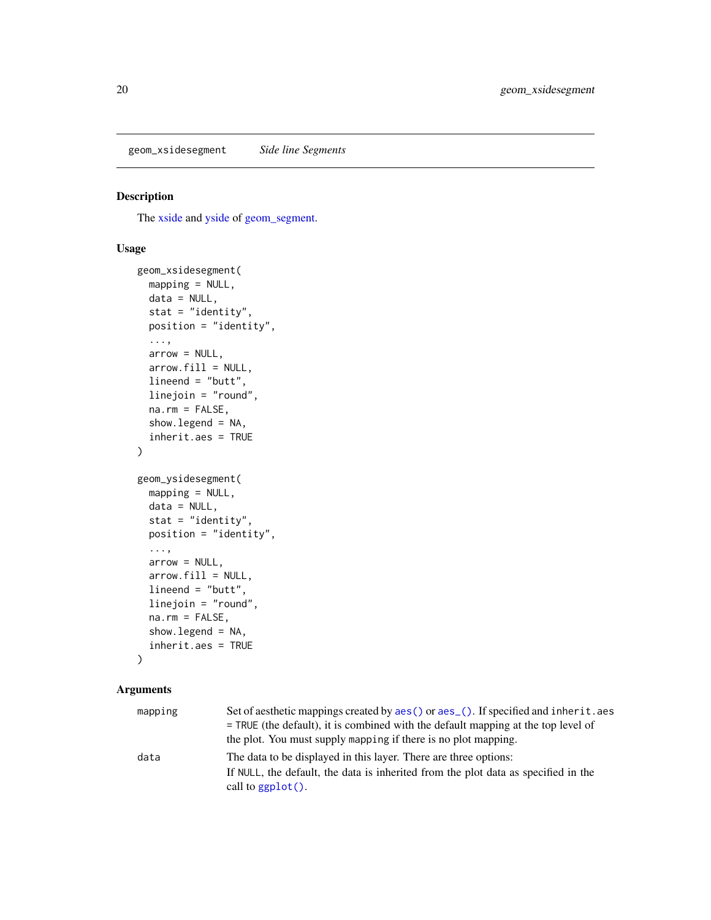## geom_xsidesegment *Side line Segments*

### Description

The xside and yside of geom_segment.

### Usage

```
geom_xsidesegment(
  mapping = NULL,
  data = NULL,
  stat = "identity",
  position = "identity",
  ...,
  arrow = NULL,
  arrow.fill = NULL,
  lineend = "butt",
  linejoin = "round",
  na.rm = FALSE,
  show.legend = NA,
  inherit.aes = TRUE
)

geom_ysidesegment(
  mapping = NULL,
  data = NULL,
  stat = "identity",
  position = "identity",
  ...,
  arrow = NULL,
  arrow.fill = NULL,
  lineend = "butt",
  linejoin = "round",
  na.rm = FALSE,
  show.legend = NA,
  inherit.aes = TRUE
)
```

### Arguments

`mapping` Set of aesthetic mappings created by `aes()` or `aes_()`. If specified and `inherit.aes = TRUE` (the default), it is combined with the default mapping at the top level of the plot. You must supply `mapping` if there is no plot mapping.

`data` The data to be displayed in this layer. There are three options:

If `NULL`, the default, the data is inherited from the plot data as specified in the call to `ggplot()`.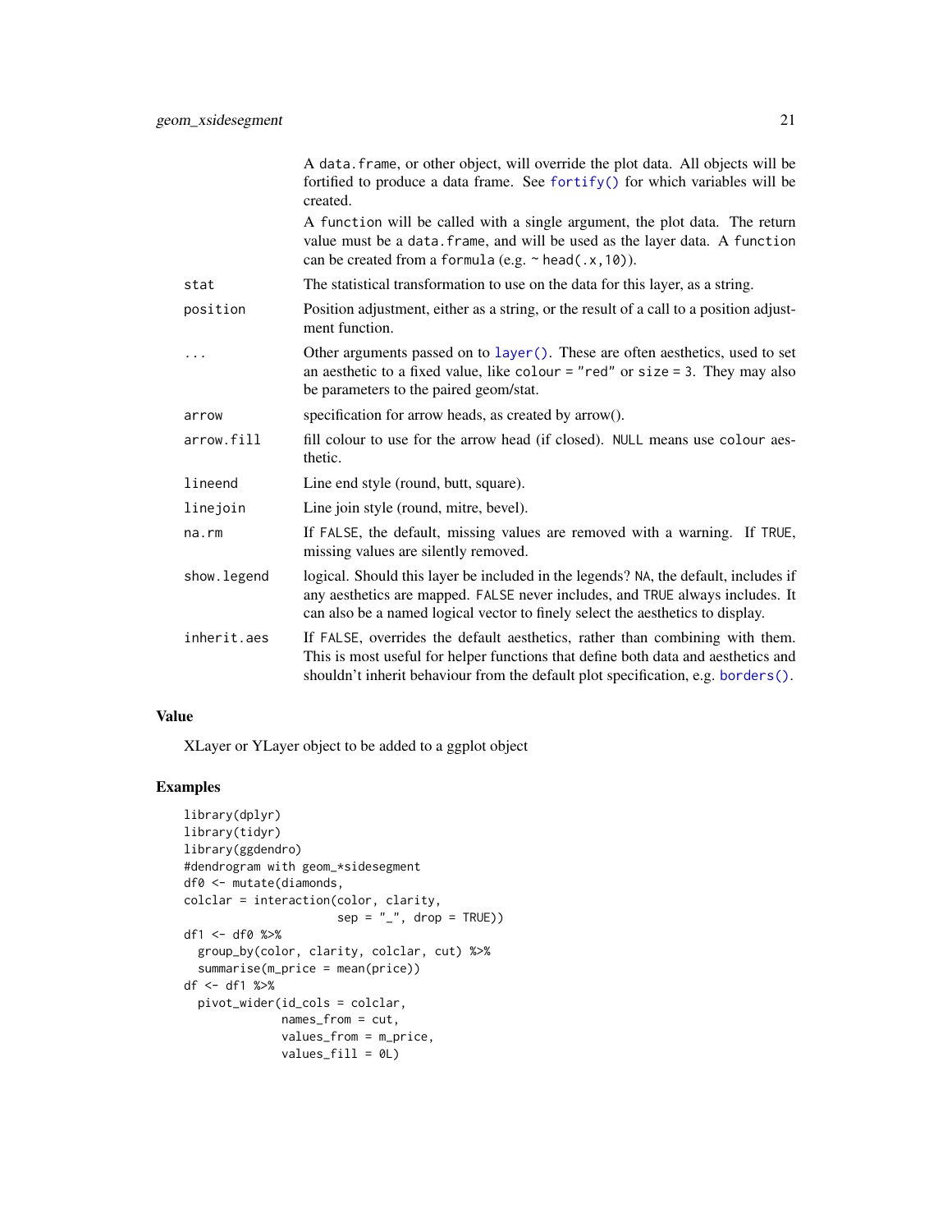| | |
|---|---|
| | A data.frame, or other object, will override the plot data. All objects will be fortified to produce a data frame. See fortify() for which variables will be created. |
| | A function will be called with a single argument, the plot data. The return value must be a data.frame, and will be used as the layer data. A function can be created from a formula (e.g. ~ head(.x,10)). |
| stat | The statistical transformation to use on the data for this layer, as a string. |
| position | Position adjustment, either as a string, or the result of a call to a position adjustment function. |
| ... | Other arguments passed on to layer(). These are often aesthetics, used to set an aesthetic to a fixed value, like colour = "red" or size = 3. They may also be parameters to the paired geom/stat. |
| arrow | specification for arrow heads, as created by arrow(). |
| arrow.fill | fill colour to use for the arrow head (if closed). NULL means use colour aesthetic. |
| lineend | Line end style (round, butt, square). |
| linejoin | Line join style (round, mitre, bevel). |
| na.rm | If FALSE, the default, missing values are removed with a warning. If TRUE, missing values are silently removed. |
| show.legend | logical. Should this layer be included in the legends? NA, the default, includes if any aesthetics are mapped. FALSE never includes, and TRUE always includes. It can also be a named logical vector to finely select the aesthetics to display. |
| inherit.aes | If FALSE, overrides the default aesthetics, rather than combining with them. This is most useful for helper functions that define both data and aesthetics and shouldn't inherit behaviour from the default plot specification, e.g. borders(). |

## Value

XLayer or YLayer object to be added to a ggplot object

## Examples

```
library(dplyr)
library(tidyr)
library(ggdendro)
#dendrogram with geom_*sidesegment
df0 <- mutate(diamonds,
colclar = interaction(color, clarity,
                      sep = "_", drop = TRUE))
df1 <- df0 %>%
  group_by(color, clarity, colclar, cut) %>%
  summarise(m_price = mean(price))
df <- df1 %>%
  pivot_wider(id_cols = colclar,
              names_from = cut,
              values_from = m_price,
              values_fill = 0L)
```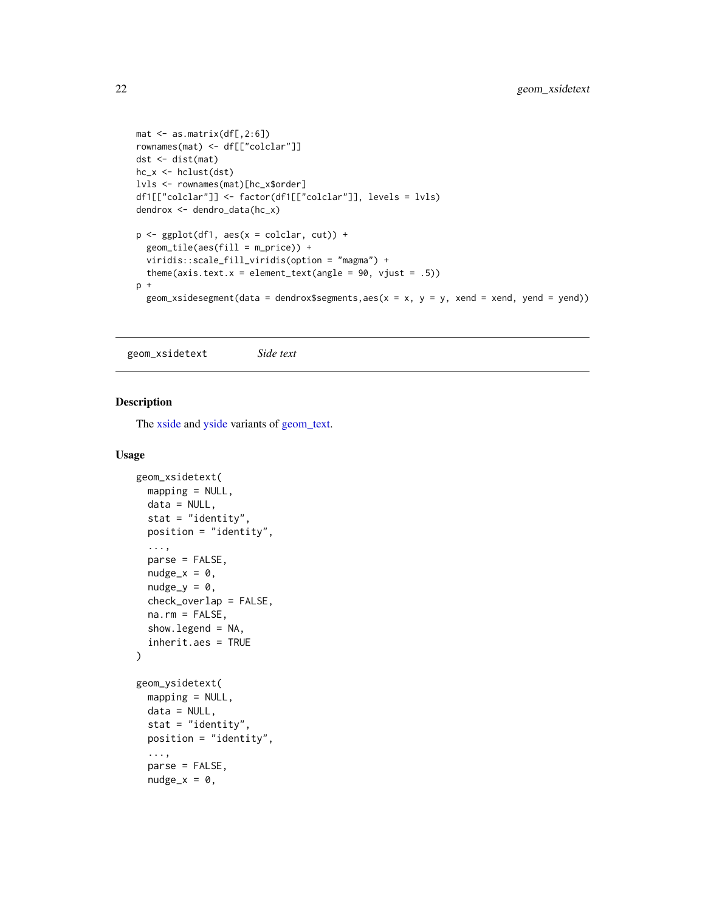```
mat <- as.matrix(df[,2:6])
rownames(mat) <- df[["colclar"]]
dst <- dist(mat)
hc_x <- hclust(dst)
lvls <- rownames(mat)[hc_x$order]
df1[["colclar"]] <- factor(df1[["colclar"]], levels = lvls)
dendrox <- dendro_data(hc_x)

p <- ggplot(df1, aes(x = colclar, cut)) +
  geom_tile(aes(fill = m_price)) +
  viridis::scale_fill_viridis(option = "magma") +
  theme(axis.text.x = element_text(angle = 90, vjust = .5))
p +
  geom_xsidesegment(data = dendrox$segments,aes(x = x, y = y, xend = xend, yend = yend))
```

---

`geom_xsidetext` *Side text*

---

## Description

The xside and yside variants of geom_text.

## Usage

```
geom_xsidetext(
  mapping = NULL,
  data = NULL,
  stat = "identity",
  position = "identity",
  ...,
  parse = FALSE,
  nudge_x = 0,
  nudge_y = 0,
  check_overlap = FALSE,
  na.rm = FALSE,
  show.legend = NA,
  inherit.aes = TRUE
)

geom_ysidetext(
  mapping = NULL,
  data = NULL,
  stat = "identity",
  position = "identity",
  ...,
  parse = FALSE,
  nudge_x = 0,
```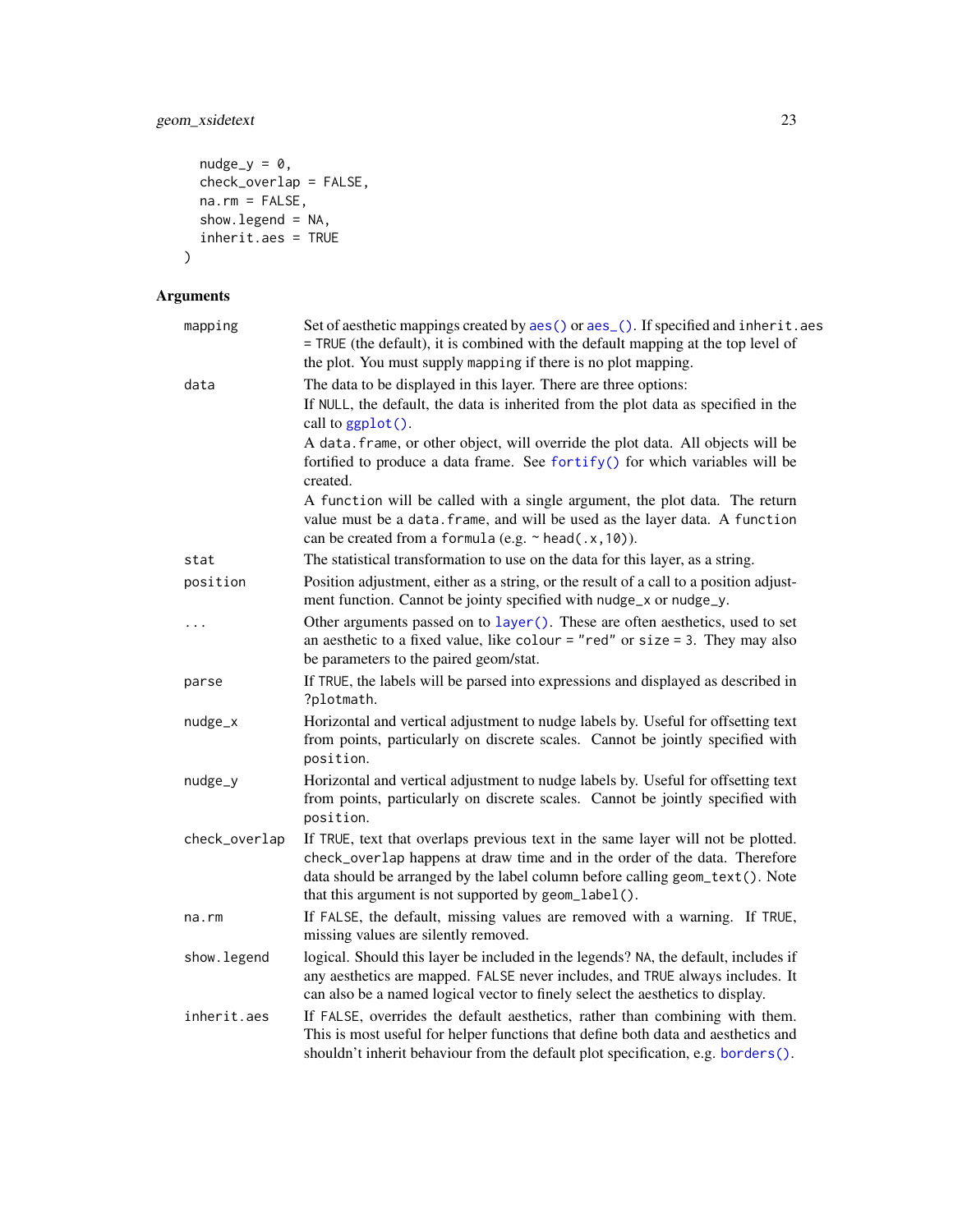```
  nudge_y = 0,
  check_overlap = FALSE,
  na.rm = FALSE,
  show.legend = NA,
  inherit.aes = TRUE
)
```

## Arguments

| | |
|---|---|
| mapping | Set of aesthetic mappings created by `aes()` or `aes_()`. If specified and `inherit.aes = TRUE` (the default), it is combined with the default mapping at the top level of the plot. You must supply `mapping` if there is no plot mapping. |
| data | The data to be displayed in this layer. There are three options: If `NULL`, the default, the data is inherited from the plot data as specified in the call to `ggplot()`. A `data.frame`, or other object, will override the plot data. All objects will be fortified to produce a data frame. See `fortify()` for which variables will be created. A `function` will be called with a single argument, the plot data. The return value must be a `data.frame`, and will be used as the layer data. A `function` can be created from a `formula` (e.g. `~ head(.x,10)`). |
| stat | The statistical transformation to use on the data for this layer, as a string. |
| position | Position adjustment, either as a string, or the result of a call to a position adjustment function. Cannot be jointy specified with `nudge_x` or `nudge_y`. |
| ... | Other arguments passed on to `layer()`. These are often aesthetics, used to set an aesthetic to a fixed value, like `colour = "red"` or `size = 3`. They may also be parameters to the paired geom/stat. |
| parse | If `TRUE`, the labels will be parsed into expressions and displayed as described in `?plotmath`. |
| nudge_x | Horizontal and vertical adjustment to nudge labels by. Useful for offsetting text from points, particularly on discrete scales. Cannot be jointly specified with `position`. |
| nudge_y | Horizontal and vertical adjustment to nudge labels by. Useful for offsetting text from points, particularly on discrete scales. Cannot be jointly specified with `position`. |
| check_overlap | If `TRUE`, text that overlaps previous text in the same layer will not be plotted. `check_overlap` happens at draw time and in the order of the data. Therefore data should be arranged by the label column before calling `geom_text()`. Note that this argument is not supported by `geom_label()`. |
| na.rm | If `FALSE`, the default, missing values are removed with a warning. If `TRUE`, missing values are silently removed. |
| show.legend | logical. Should this layer be included in the legends? `NA`, the default, includes if any aesthetics are mapped. `FALSE` never includes, and `TRUE` always includes. It can also be a named logical vector to finely select the aesthetics to display. |
| inherit.aes | If `FALSE`, overrides the default aesthetics, rather than combining with them. This is most useful for helper functions that define both data and aesthetics and shouldn't inherit behaviour from the default plot specification, e.g. `borders()`. |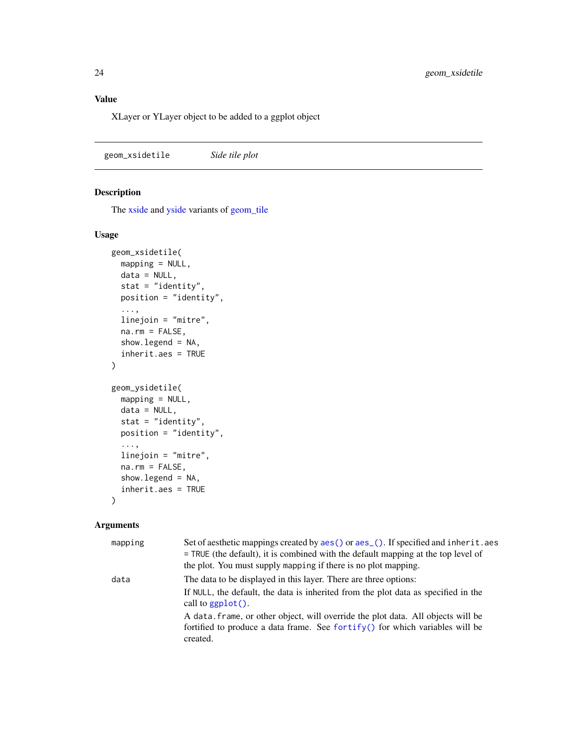### Value

XLayer or YLayer object to be added to a ggplot object

---

## geom_xsidetile *Side tile plot*

### Description

The xside and yside variants of geom_tile

### Usage

```
geom_xsidetile(
  mapping = NULL,
  data = NULL,
  stat = "identity",
  position = "identity",
  ...,
  linejoin = "mitre",
  na.rm = FALSE,
  show.legend = NA,
  inherit.aes = TRUE
)

geom_ysidetile(
  mapping = NULL,
  data = NULL,
  stat = "identity",
  position = "identity",
  ...,
  linejoin = "mitre",
  na.rm = FALSE,
  show.legend = NA,
  inherit.aes = TRUE
)
```

### Arguments

| | |
|---|---|
| mapping | Set of aesthetic mappings created by `aes()` or `aes_()`. If specified and `inherit.aes = TRUE` (the default), it is combined with the default mapping at the top level of the plot. You must supply `mapping` if there is no plot mapping. |
| data | The data to be displayed in this layer. There are three options:<br>If `NULL`, the default, the data is inherited from the plot data as specified in the call to `ggplot()`.<br>A `data.frame`, or other object, will override the plot data. All objects will be fortified to produce a data frame. See `fortify()` for which variables will be created. |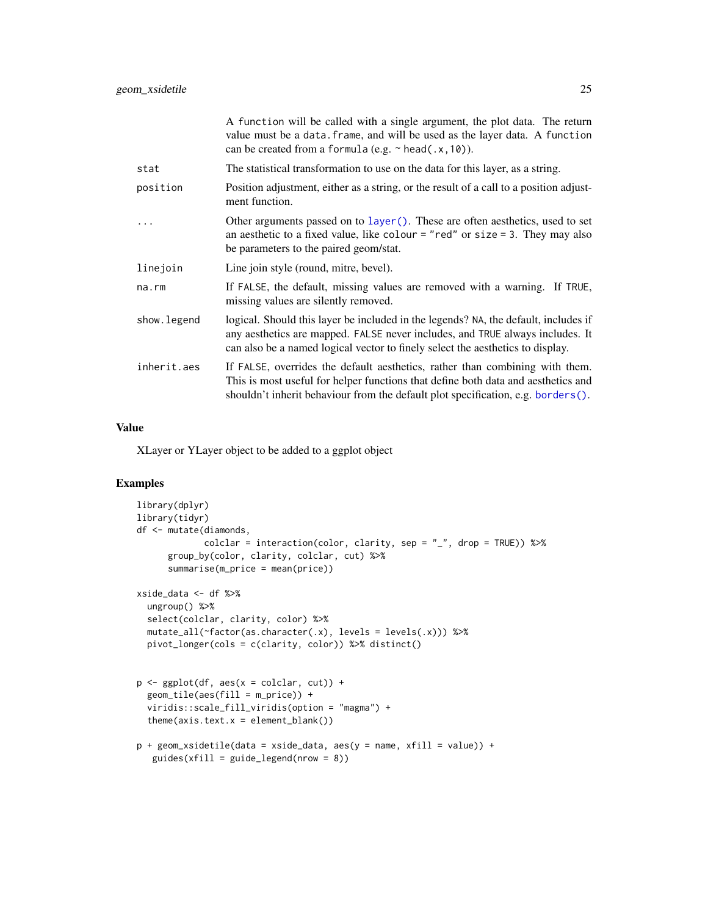| | |
|---|---|
| | A function will be called with a single argument, the plot data. The return value must be a data.frame, and will be used as the layer data. A function can be created from a formula (e.g. ~ head(.x,10)). |
| stat | The statistical transformation to use on the data for this layer, as a string. |
| position | Position adjustment, either as a string, or the result of a call to a position adjustment function. |
| ... | Other arguments passed on to layer(). These are often aesthetics, used to set an aesthetic to a fixed value, like colour = "red" or size = 3. They may also be parameters to the paired geom/stat. |
| linejoin | Line join style (round, mitre, bevel). |
| na.rm | If FALSE, the default, missing values are removed with a warning. If TRUE, missing values are silently removed. |
| show.legend | logical. Should this layer be included in the legends? NA, the default, includes if any aesthetics are mapped. FALSE never includes, and TRUE always includes. It can also be a named logical vector to finely select the aesthetics to display. |
| inherit.aes | If FALSE, overrides the default aesthetics, rather than combining with them. This is most useful for helper functions that define both data and aesthetics and shouldn't inherit behaviour from the default plot specification, e.g. borders(). |

## Value

XLayer or YLayer object to be added to a ggplot object

## Examples

```
library(dplyr)
library(tidyr)
df <- mutate(diamonds,
             colclar = interaction(color, clarity, sep = "_", drop = TRUE)) %>%
      group_by(color, clarity, colclar, cut) %>%
      summarise(m_price = mean(price))

xside_data <- df %>%
  ungroup() %>%
  select(colclar, clarity, color) %>%
  mutate_all(~factor(as.character(.x), levels = levels(.x))) %>%
  pivot_longer(cols = c(clarity, color)) %>% distinct()


p <- ggplot(df, aes(x = colclar, cut)) +
  geom_tile(aes(fill = m_price)) +
  viridis::scale_fill_viridis(option = "magma") +
  theme(axis.text.x = element_blank())

p + geom_xsidetile(data = xside_data, aes(y = name, xfill = value)) +
   guides(xfill = guide_legend(nrow = 8))
```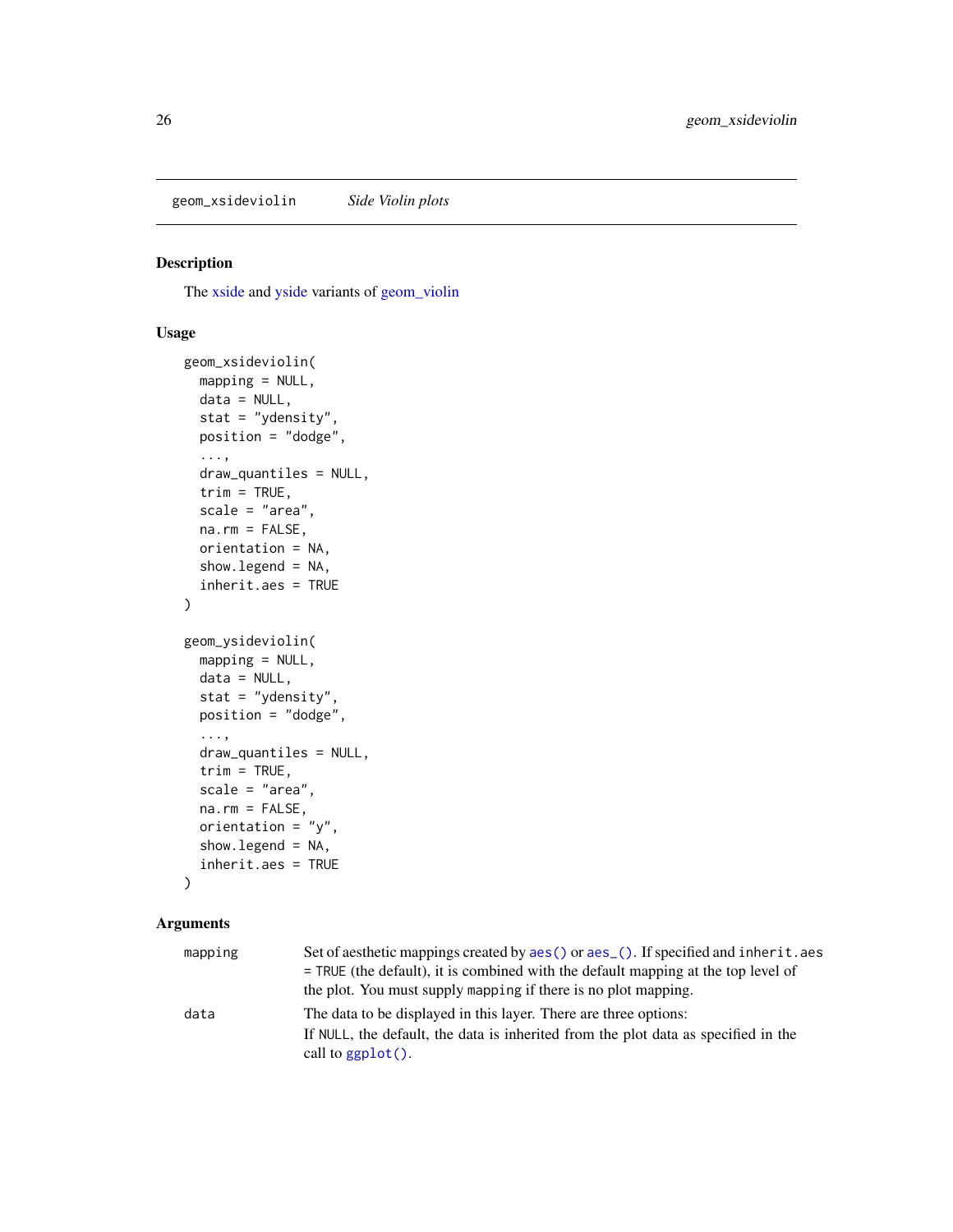## geom_xsideviolin — *Side Violin plots*

### Description

The xside and yside variants of geom_violin

### Usage

```
geom_xsideviolin(
  mapping = NULL,
  data = NULL,
  stat = "ydensity",
  position = "dodge",
  ...,
  draw_quantiles = NULL,
  trim = TRUE,
  scale = "area",
  na.rm = FALSE,
  orientation = NA,
  show.legend = NA,
  inherit.aes = TRUE
)

geom_ysideviolin(
  mapping = NULL,
  data = NULL,
  stat = "ydensity",
  position = "dodge",
  ...,
  draw_quantiles = NULL,
  trim = TRUE,
  scale = "area",
  na.rm = FALSE,
  orientation = "y",
  show.legend = NA,
  inherit.aes = TRUE
)
```

### Arguments

| | |
|---|---|
| `mapping` | Set of aesthetic mappings created by `aes()` or `aes_()`. If specified and `inherit.aes = TRUE` (the default), it is combined with the default mapping at the top level of the plot. You must supply `mapping` if there is no plot mapping. |
| `data` | The data to be displayed in this layer. There are three options:<br>If `NULL`, the default, the data is inherited from the plot data as specified in the call to `ggplot()`. |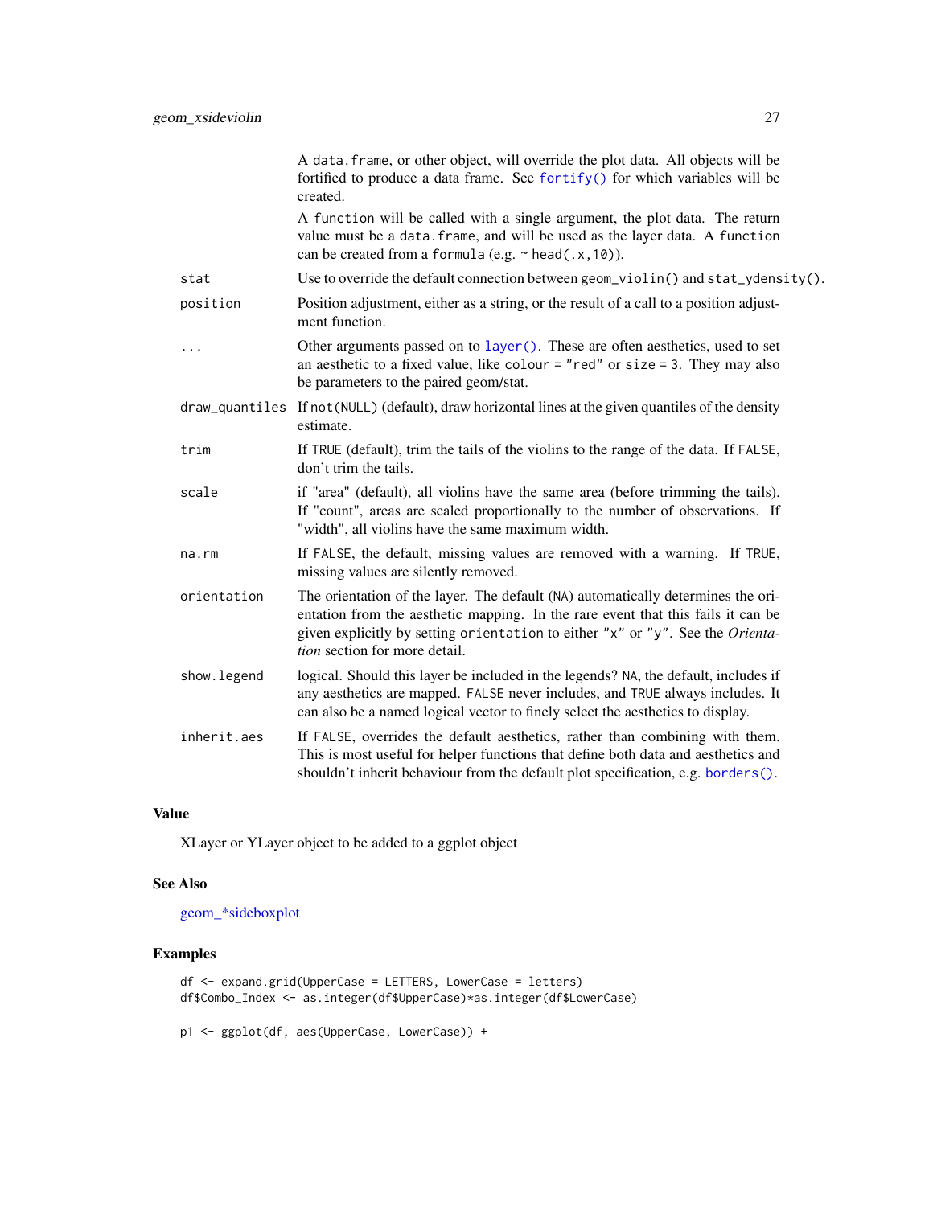| | |
|---|---|
| | A `data.frame`, or other object, will override the plot data. All objects will be fortified to produce a data frame. See `fortify()` for which variables will be created. |
| | A `function` will be called with a single argument, the plot data. The return value must be a `data.frame`, and will be used as the layer data. A `function` can be created from a `formula` (e.g. `~ head(.x,10)`). |
| `stat` | Use to override the default connection between `geom_violin()` and `stat_ydensity()`. |
| `position` | Position adjustment, either as a string, or the result of a call to a position adjustment function. |
| `...` | Other arguments passed on to `layer()`. These are often aesthetics, used to set an aesthetic to a fixed value, like `colour = "red"` or `size = 3`. They may also be parameters to the paired geom/stat. |
| `draw_quantiles` | If `not(NULL)` (default), draw horizontal lines at the given quantiles of the density estimate. |
| `trim` | If `TRUE` (default), trim the tails of the violins to the range of the data. If `FALSE`, don't trim the tails. |
| `scale` | if "area" (default), all violins have the same area (before trimming the tails). If "count", areas are scaled proportionally to the number of observations. If "width", all violins have the same maximum width. |
| `na.rm` | If `FALSE`, the default, missing values are removed with a warning. If `TRUE`, missing values are silently removed. |
| `orientation` | The orientation of the layer. The default (`NA`) automatically determines the orientation from the aesthetic mapping. In the rare event that this fails it can be given explicitly by setting `orientation` to either `"x"` or `"y"`. See the *Orientation* section for more detail. |
| `show.legend` | logical. Should this layer be included in the legends? `NA`, the default, includes if any aesthetics are mapped. `FALSE` never includes, and `TRUE` always includes. It can also be a named logical vector to finely select the aesthetics to display. |
| `inherit.aes` | If `FALSE`, overrides the default aesthetics, rather than combining with them. This is most useful for helper functions that define both data and aesthetics and shouldn't inherit behaviour from the default plot specification, e.g. `borders()`. |

### Value

XLayer or YLayer object to be added to a ggplot object

### See Also

geom_*sideboxplot

### Examples

```
df <- expand.grid(UpperCase = LETTERS, LowerCase = letters)
df$Combo_Index <- as.integer(df$UpperCase)*as.integer(df$LowerCase)

p1 <- ggplot(df, aes(UpperCase, LowerCase)) +
```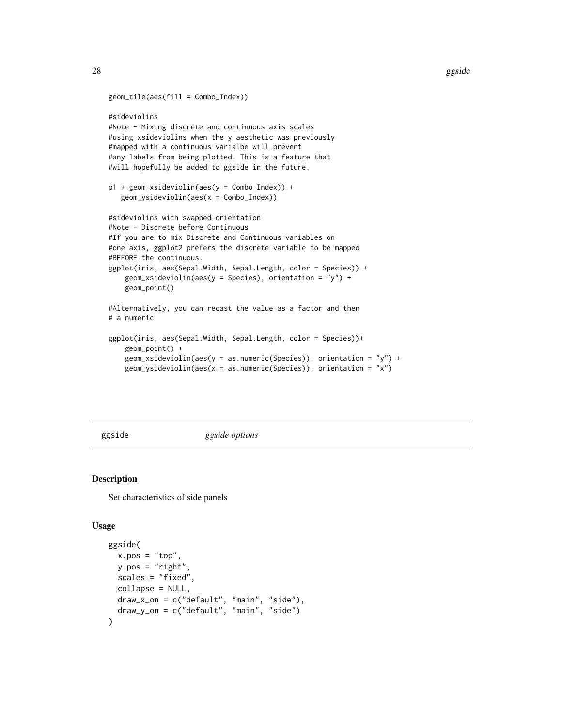```r
geom_tile(aes(fill = Combo_Index))

#sideviolins
#Note - Mixing discrete and continuous axis scales
#using xsideviolins when the y aesthetic was previously
#mapped with a continuous varialbe will prevent
#any labels from being plotted. This is a feature that
#will hopefully be added to ggside in the future.

p1 + geom_xsideviolin(aes(y = Combo_Index)) +
   geom_ysideviolin(aes(x = Combo_Index))

#sideviolins with swapped orientation
#Note - Discrete before Continuous
#If you are to mix Discrete and Continuous variables on
#one axis, ggplot2 prefers the discrete variable to be mapped
#BEFORE the continuous.
ggplot(iris, aes(Sepal.Width, Sepal.Length, color = Species)) +
    geom_xsideviolin(aes(y = Species), orientation = "y") +
    geom_point()

#Alternatively, you can recast the value as a factor and then
# a numeric

ggplot(iris, aes(Sepal.Width, Sepal.Length, color = Species))+
    geom_point() +
    geom_xsideviolin(aes(y = as.numeric(Species)), orientation = "y") +
    geom_ysideviolin(aes(x = as.numeric(Species)), orientation = "x")
```

## ggside *ggside options*

### Description

Set characteristics of side panels

### Usage

```r
ggside(
  x.pos = "top",
  y.pos = "right",
  scales = "fixed",
  collapse = NULL,
  draw_x_on = c("default", "main", "side"),
  draw_y_on = c("default", "main", "side")
)
```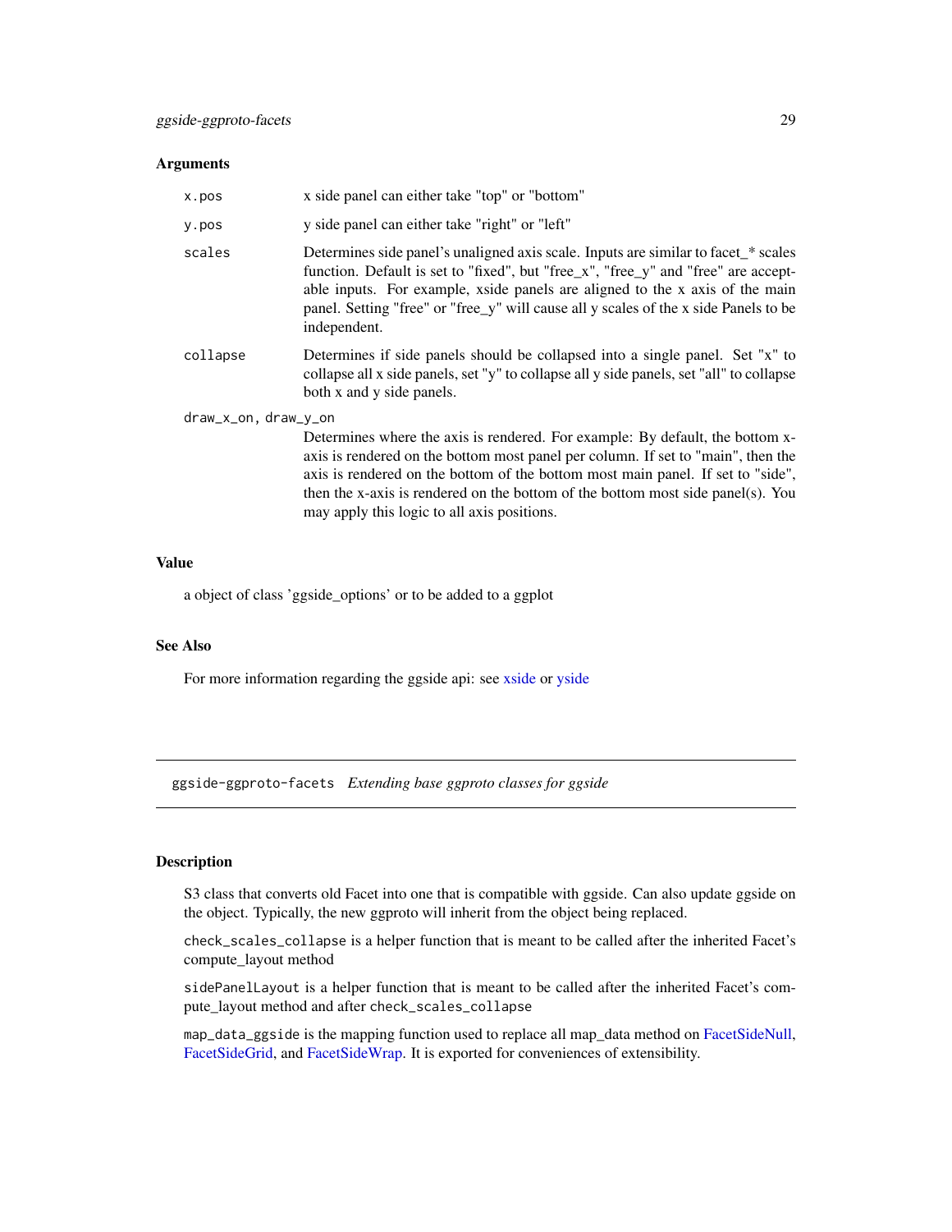### Arguments

| | |
|---|---|
| `x.pos` | x side panel can either take "top" or "bottom" |
| `y.pos` | y side panel can either take "right" or "left" |
| `scales` | Determines side panel's unaligned axis scale. Inputs are similar to facet_* scales function. Default is set to "fixed", but "free_x", "free_y" and "free" are acceptable inputs. For example, xside panels are aligned to the x axis of the main panel. Setting "free" or "free_y" will cause all y scales of the x side Panels to be independent. |
| `collapse` | Determines if side panels should be collapsed into a single panel. Set "x" to collapse all x side panels, set "y" to collapse all y side panels, set "all" to collapse both x and y side panels. |
| `draw_x_on, draw_y_on` | Determines where the axis is rendered. For example: By default, the bottom x-axis is rendered on the bottom most panel per column. If set to "main", then the axis is rendered on the bottom of the bottom most main panel. If set to "side", then the x-axis is rendered on the bottom of the bottom most side panel(s). You may apply this logic to all axis positions. |

### Value

a object of class 'ggside_options' or to be added to a ggplot

### See Also

For more information regarding the ggside api: see xside or yside

---

## ggside-ggproto-facets *Extending base ggproto classes for ggside*

### Description

S3 class that converts old Facet into one that is compatible with ggside. Can also update ggside on the object. Typically, the new ggproto will inherit from the object being replaced.

`check_scales_collapse` is a helper function that is meant to be called after the inherited Facet's compute_layout method

`sidePanelLayout` is a helper function that is meant to be called after the inherited Facet's compute_layout method and after `check_scales_collapse`

`map_data_ggside` is the mapping function used to replace all map_data method on FacetSideNull, FacetSideGrid, and FacetSideWrap. It is exported for conveniences of extensibility.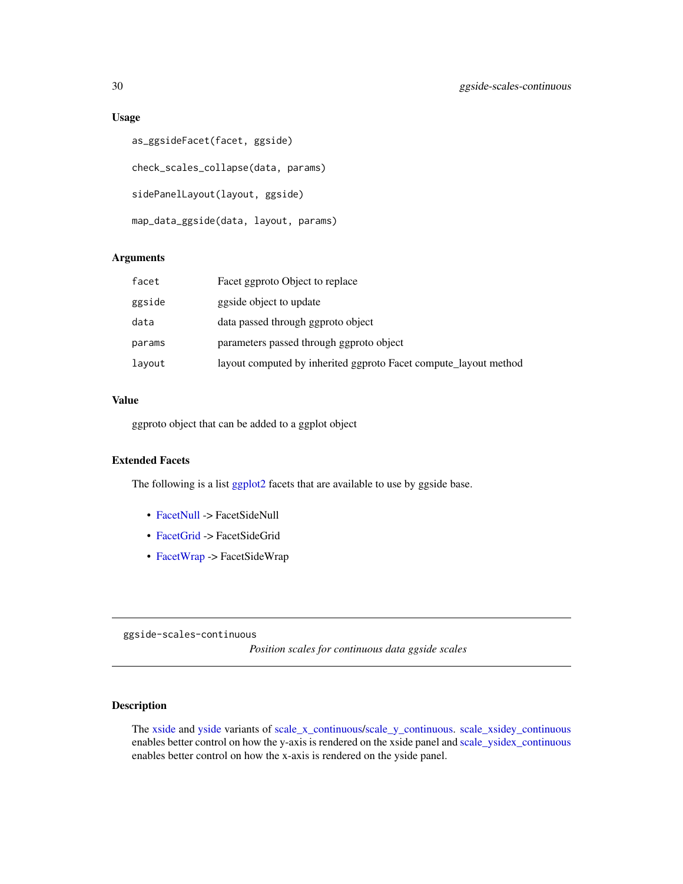### Usage

```
as_ggsideFacet(facet, ggside)

check_scales_collapse(data, params)

sidePanelLayout(layout, ggside)

map_data_ggside(data, layout, params)
```

### Arguments

| | |
|---|---|
| facet | Facet ggproto Object to replace |
| ggside | ggside object to update |
| data | data passed through ggproto object |
| params | parameters passed through ggproto object |
| layout | layout computed by inherited ggproto Facet compute_layout method |

### Value

ggproto object that can be added to a ggplot object

### Extended Facets

The following is a list ggplot2 facets that are available to use by ggside base.

- FacetNull -> FacetSideNull
- FacetGrid -> FacetSideGrid
- FacetWrap -> FacetSideWrap

---

## ggside-scales-continuous

*Position scales for continuous data ggside scales*

---

### Description

The xside and yside variants of scale_x_continuous/scale_y_continuous. scale_xsidey_continuous enables better control on how the y-axis is rendered on the xside panel and scale_ysidex_continuous enables better control on how the x-axis is rendered on the yside panel.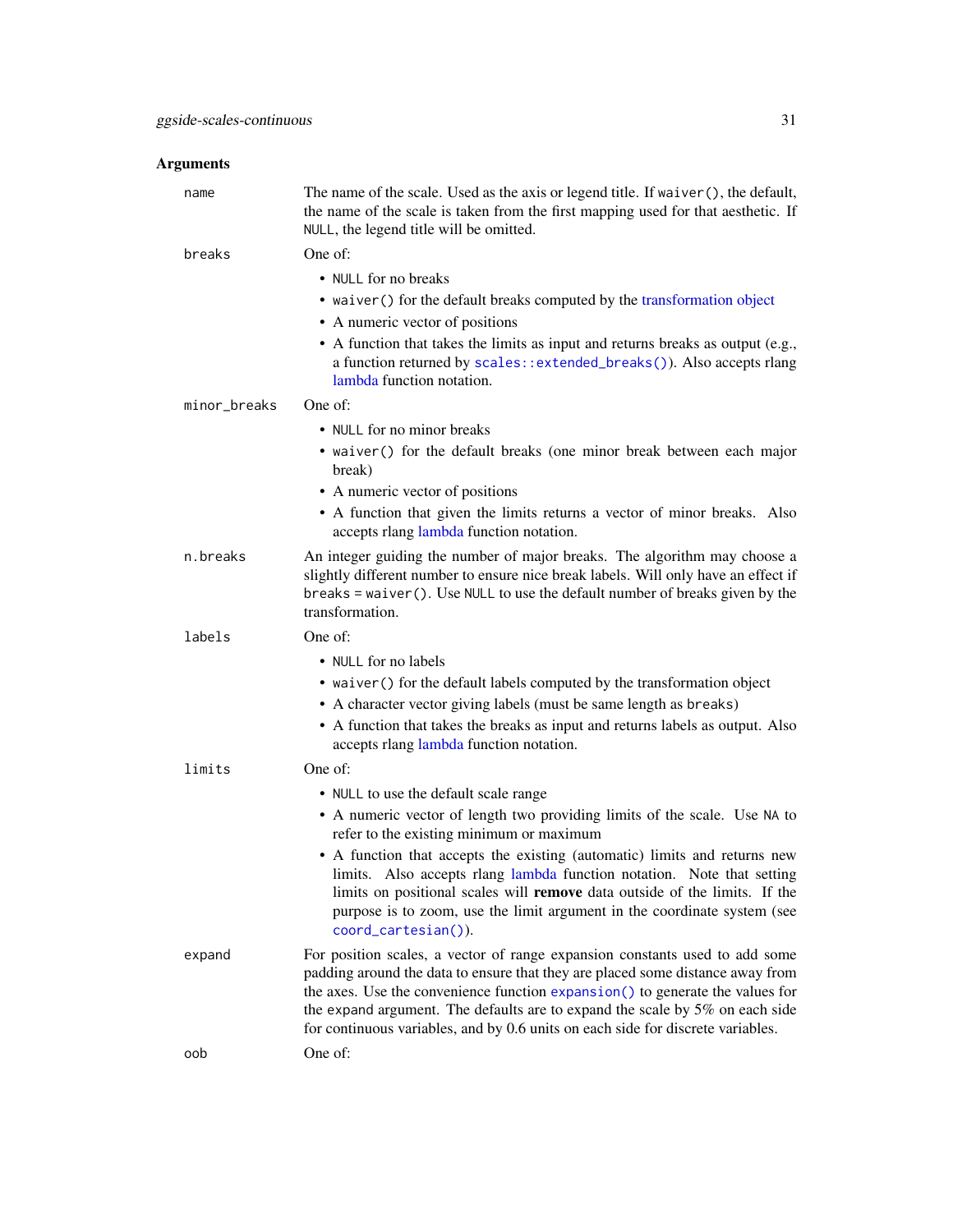## Arguments

**name**
: The name of the scale. Used as the axis or legend title. If `waiver()`, the default, the name of the scale is taken from the first mapping used for that aesthetic. If `NULL`, the legend title will be omitted.

**breaks**
: One of:
  - `NULL` for no breaks
  - `waiver()` for the default breaks computed by the transformation object
  - A numeric vector of positions
  - A function that takes the limits as input and returns breaks as output (e.g., a function returned by `scales::extended_breaks()`). Also accepts rlang lambda function notation.

**minor_breaks**
: One of:
  - `NULL` for no minor breaks
  - `waiver()` for the default breaks (one minor break between each major break)
  - A numeric vector of positions
  - A function that given the limits returns a vector of minor breaks. Also accepts rlang lambda function notation.

**n.breaks**
: An integer guiding the number of major breaks. The algorithm may choose a slightly different number to ensure nice break labels. Will only have an effect if `breaks = waiver()`. Use `NULL` to use the default number of breaks given by the transformation.

**labels**
: One of:
  - `NULL` for no labels
  - `waiver()` for the default labels computed by the transformation object
  - A character vector giving labels (must be same length as `breaks`)
  - A function that takes the breaks as input and returns labels as output. Also accepts rlang lambda function notation.

**limits**
: One of:
  - `NULL` to use the default scale range
  - A numeric vector of length two providing limits of the scale. Use `NA` to refer to the existing minimum or maximum
  - A function that accepts the existing (automatic) limits and returns new limits. Also accepts rlang lambda function notation. Note that setting limits on positional scales will **remove** data outside of the limits. If the purpose is to zoom, use the limit argument in the coordinate system (see `coord_cartesian()`).

**expand**
: For position scales, a vector of range expansion constants used to add some padding around the data to ensure that they are placed some distance away from the axes. Use the convenience function `expansion()` to generate the values for the `expand` argument. The defaults are to expand the scale by 5% on each side for continuous variables, and by 0.6 units on each side for discrete variables.

**oob**
: One of: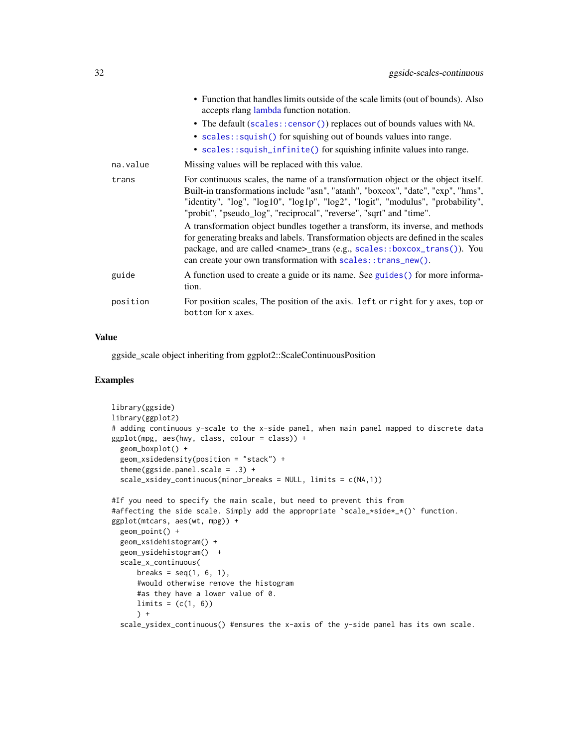- Function that handles limits outside of the scale limits (out of bounds). Also accepts rlang lambda function notation.
- The default (`scales::censor()`) replaces out of bounds values with `NA`.
- `scales::squish()` for squishing out of bounds values into range.
- `scales::squish_infinite()` for squishing infinite values into range.

`na.value` Missing values will be replaced with this value.

`trans` For continuous scales, the name of a transformation object or the object itself. Built-in transformations include "asn", "atanh", "boxcox", "date", "exp", "hms", "identity", "log", "log10", "log1p", "log2", "logit", "modulus", "probability", "probit", "pseudo_log", "reciprocal", "reverse", "sqrt" and "time".

A transformation object bundles together a transform, its inverse, and methods for generating breaks and labels. Transformation objects are defined in the scales package, and are called <name>_trans (e.g., `scales::boxcox_trans()`). You can create your own transformation with `scales::trans_new()`.

`guide` A function used to create a guide or its name. See `guides()` for more information.

`position` For position scales, The position of the axis. `left` or `right` for y axes, `top` or `bottom` for x axes.

### Value

ggside_scale object inheriting from ggplot2::ScaleContinuousPosition

### Examples

```
library(ggside)
library(ggplot2)
# adding continuous y-scale to the x-side panel, when main panel mapped to discrete data
ggplot(mpg, aes(hwy, class, colour = class)) +
  geom_boxplot() +
  geom_xsidedensity(position = "stack") +
  theme(ggside.panel.scale = .3) +
  scale_xsidey_continuous(minor_breaks = NULL, limits = c(NA,1))

#If you need to specify the main scale, but need to prevent this from
#affecting the side scale. Simply add the appropriate `scale_*side*_*()` function.
ggplot(mtcars, aes(wt, mpg)) +
  geom_point() +
  geom_xsidehistogram() +
  geom_ysidehistogram()  +
  scale_x_continuous(
      breaks = seq(1, 6, 1),
      #would otherwise remove the histogram
      #as they have a lower value of 0.
      limits = (c(1, 6))
      ) +
  scale_ysidex_continuous() #ensures the x-axis of the y-side panel has its own scale.
```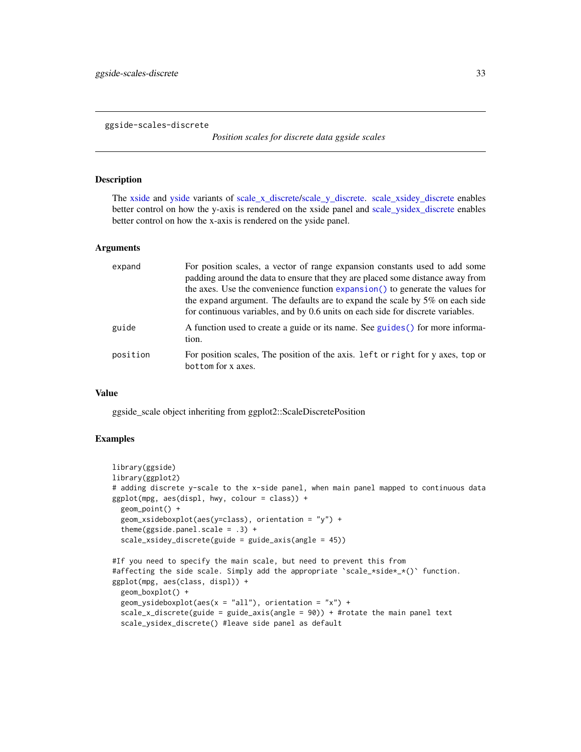# ggside-scales-discrete

*Position scales for discrete data ggside scales*

## Description

The xside and yside variants of scale_x_discrete/scale_y_discrete. scale_xsidey_discrete enables better control on how the y-axis is rendered on the xside panel and scale_ysidex_discrete enables better control on how the x-axis is rendered on the yside panel.

## Arguments

| | |
|---|---|
| `expand` | For position scales, a vector of range expansion constants used to add some padding around the data to ensure that they are placed some distance away from the axes. Use the convenience function `expansion()` to generate the values for the `expand` argument. The defaults are to expand the scale by 5% on each side for continuous variables, and by 0.6 units on each side for discrete variables. |
| `guide` | A function used to create a guide or its name. See `guides()` for more information. |
| `position` | For position scales, The position of the axis. `left` or `right` for y axes, `top` or `bottom` for x axes. |

## Value

ggside_scale object inheriting from ggplot2::ScaleDiscretePosition

## Examples

```
library(ggside)
library(ggplot2)
# adding discrete y-scale to the x-side panel, when main panel mapped to continuous data
ggplot(mpg, aes(displ, hwy, colour = class)) +
  geom_point() +
  geom_xsideboxplot(aes(y=class), orientation = "y") +
  theme(ggside.panel.scale = .3) +
  scale_xsidey_discrete(guide = guide_axis(angle = 45))

#If you need to specify the main scale, but need to prevent this from
#affecting the side scale. Simply add the appropriate `scale_*side*_*()` function.
ggplot(mpg, aes(class, displ)) +
  geom_boxplot() +
  geom_ysideboxplot(aes(x = "all"), orientation = "x") +
  scale_x_discrete(guide = guide_axis(angle = 90)) + #rotate the main panel text
  scale_ysidex_discrete() #leave side panel as default
```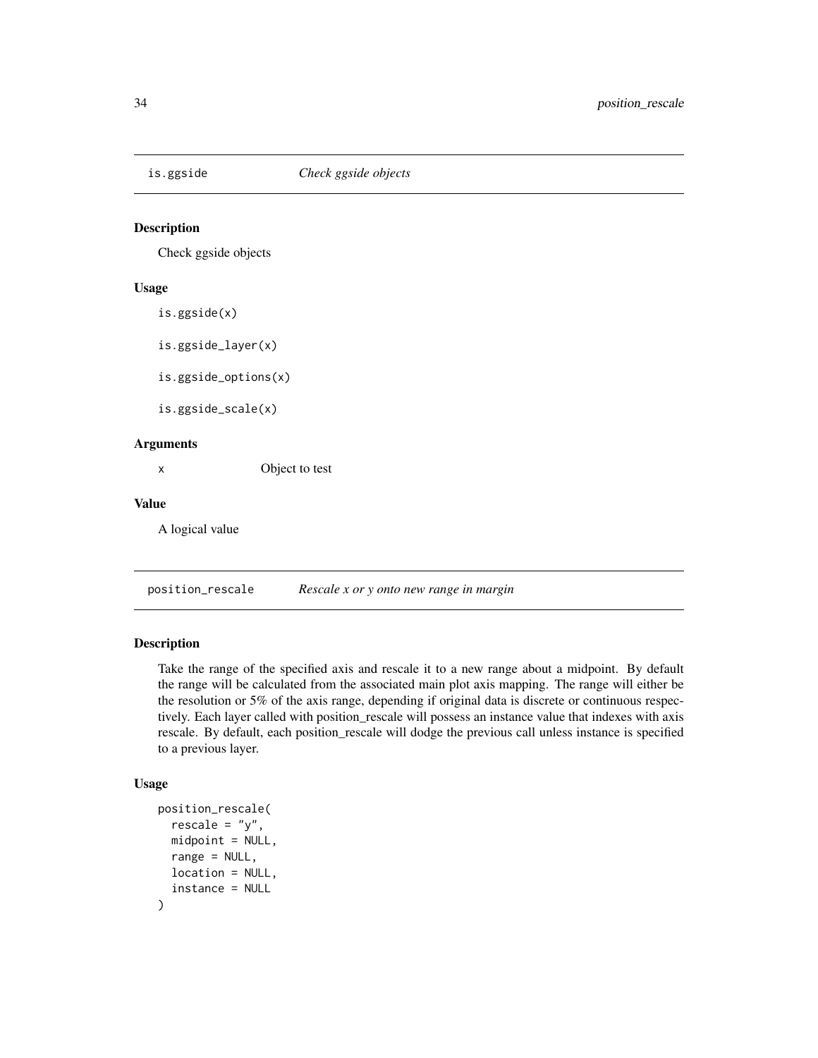## is.ggside — *Check ggside objects*

### Description

Check ggside objects

### Usage

```
is.ggside(x)

is.ggside_layer(x)

is.ggside_options(x)

is.ggside_scale(x)
```

### Arguments

| | |
|---|---|
| x | Object to test |

### Value

A logical value

## position_rescale — *Rescale x or y onto new range in margin*

### Description

Take the range of the specified axis and rescale it to a new range about a midpoint. By default the range will be calculated from the associated main plot axis mapping. The range will either be the resolution or 5% of the axis range, depending if original data is discrete or continuous respectively. Each layer called with position_rescale will possess an instance value that indexes with axis rescale. By default, each position_rescale will dodge the previous call unless instance is specified to a previous layer.

### Usage

```
position_rescale(
  rescale = "y",
  midpoint = NULL,
  range = NULL,
  location = NULL,
  instance = NULL
)
```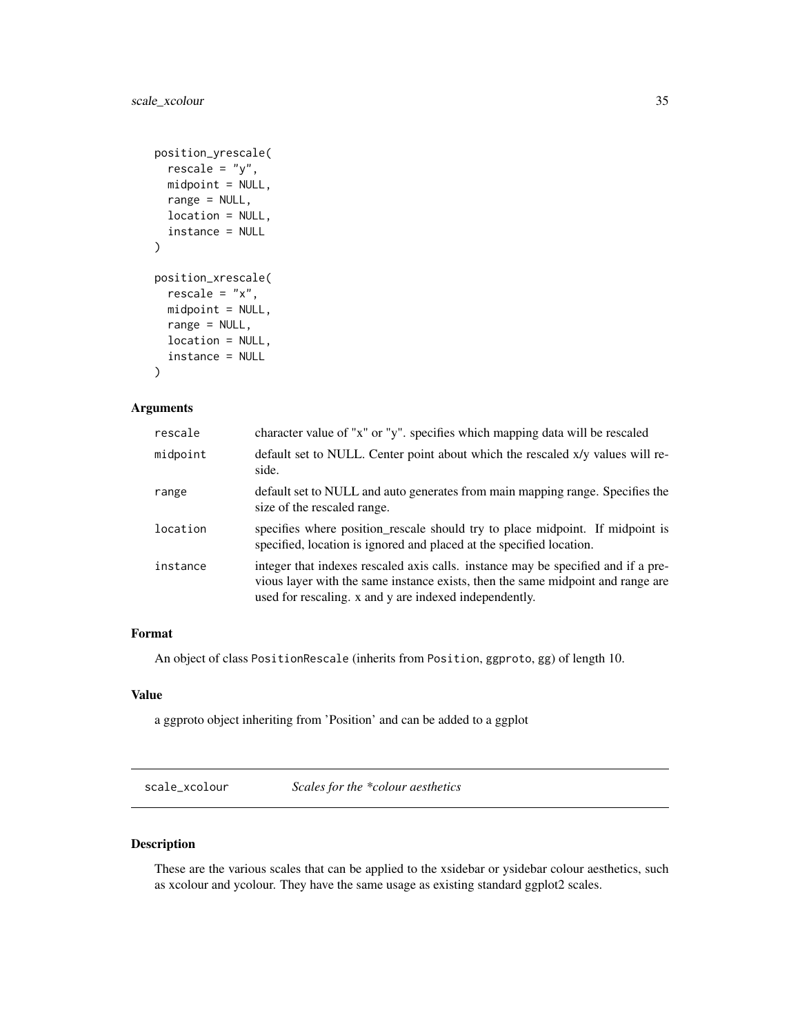```
position_yrescale(
  rescale = "y",
  midpoint = NULL,
  range = NULL,
  location = NULL,
  instance = NULL
)

position_xrescale(
  rescale = "x",
  midpoint = NULL,
  range = NULL,
  location = NULL,
  instance = NULL
)
```

### Arguments

| | |
|---|---|
| rescale | character value of "x" or "y". specifies which mapping data will be rescaled |
| midpoint | default set to NULL. Center point about which the rescaled x/y values will reside. |
| range | default set to NULL and auto generates from main mapping range. Specifies the size of the rescaled range. |
| location | specifies where position_rescale should try to place midpoint. If midpoint is specified, location is ignored and placed at the specified location. |
| instance | integer that indexes rescaled axis calls. instance may be specified and if a previous layer with the same instance exists, then the same midpoint and range are used for rescaling. x and y are indexed independently. |

### Format

An object of class PositionRescale (inherits from Position, ggproto, gg) of length 10.

### Value

a ggproto object inheriting from 'Position' and can be added to a ggplot

---

## scale_xcolour    *Scales for the \*colour aesthetics*

### Description

These are the various scales that can be applied to the xsidebar or ysidebar colour aesthetics, such as xcolour and ycolour. They have the same usage as existing standard ggplot2 scales.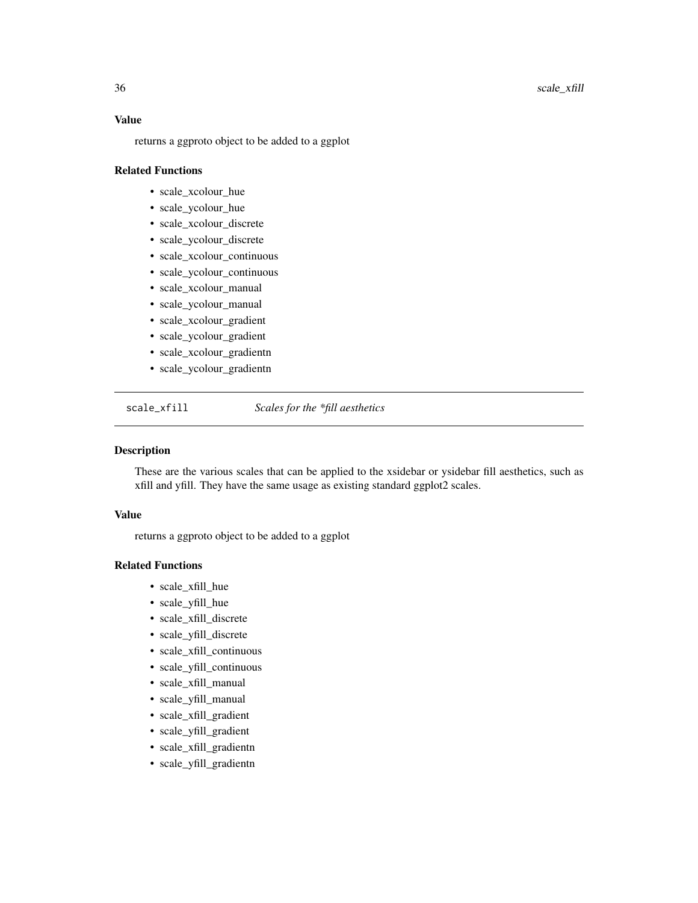### Value

returns a ggproto object to be added to a ggplot

### Related Functions

- scale_xcolour_hue
- scale_ycolour_hue
- scale_xcolour_discrete
- scale_ycolour_discrete
- scale_xcolour_continuous
- scale_ycolour_continuous
- scale_xcolour_manual
- scale_ycolour_manual
- scale_xcolour_gradient
- scale_ycolour_gradient
- scale_xcolour_gradientn
- scale_ycolour_gradientn

---

## scale_xfill — *Scales for the *fill aesthetics*

### Description

These are the various scales that can be applied to the xsidebar or ysidebar fill aesthetics, such as xfill and yfill. They have the same usage as existing standard ggplot2 scales.

### Value

returns a ggproto object to be added to a ggplot

### Related Functions

- scale_xfill_hue
- scale_yfill_hue
- scale_xfill_discrete
- scale_yfill_discrete
- scale_xfill_continuous
- scale_yfill_continuous
- scale_xfill_manual
- scale_yfill_manual
- scale_xfill_gradient
- scale_yfill_gradient
- scale_xfill_gradientn
- scale_yfill_gradientn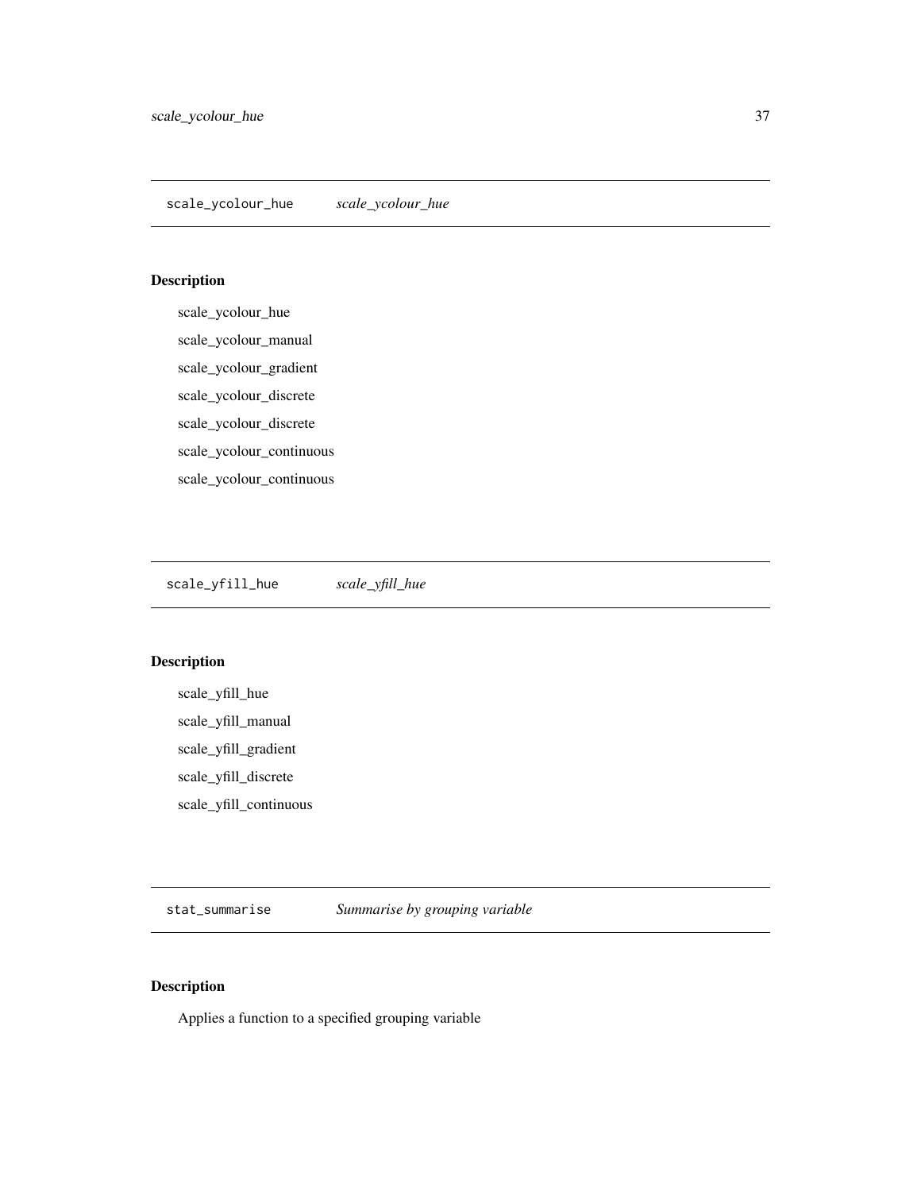## scale_ycolour_hue    *scale_ycolour_hue*

### Description

scale_ycolour_hue

scale_ycolour_manual

scale_ycolour_gradient

scale_ycolour_discrete

scale_ycolour_discrete

scale_ycolour_continuous

scale_ycolour_continuous

## scale_yfill_hue    *scale_yfill_hue*

### Description

scale_yfill_hue

scale_yfill_manual

scale_yfill_gradient

scale_yfill_discrete

scale_yfill_continuous

## stat_summarise    *Summarise by grouping variable*

### Description

Applies a function to a specified grouping variable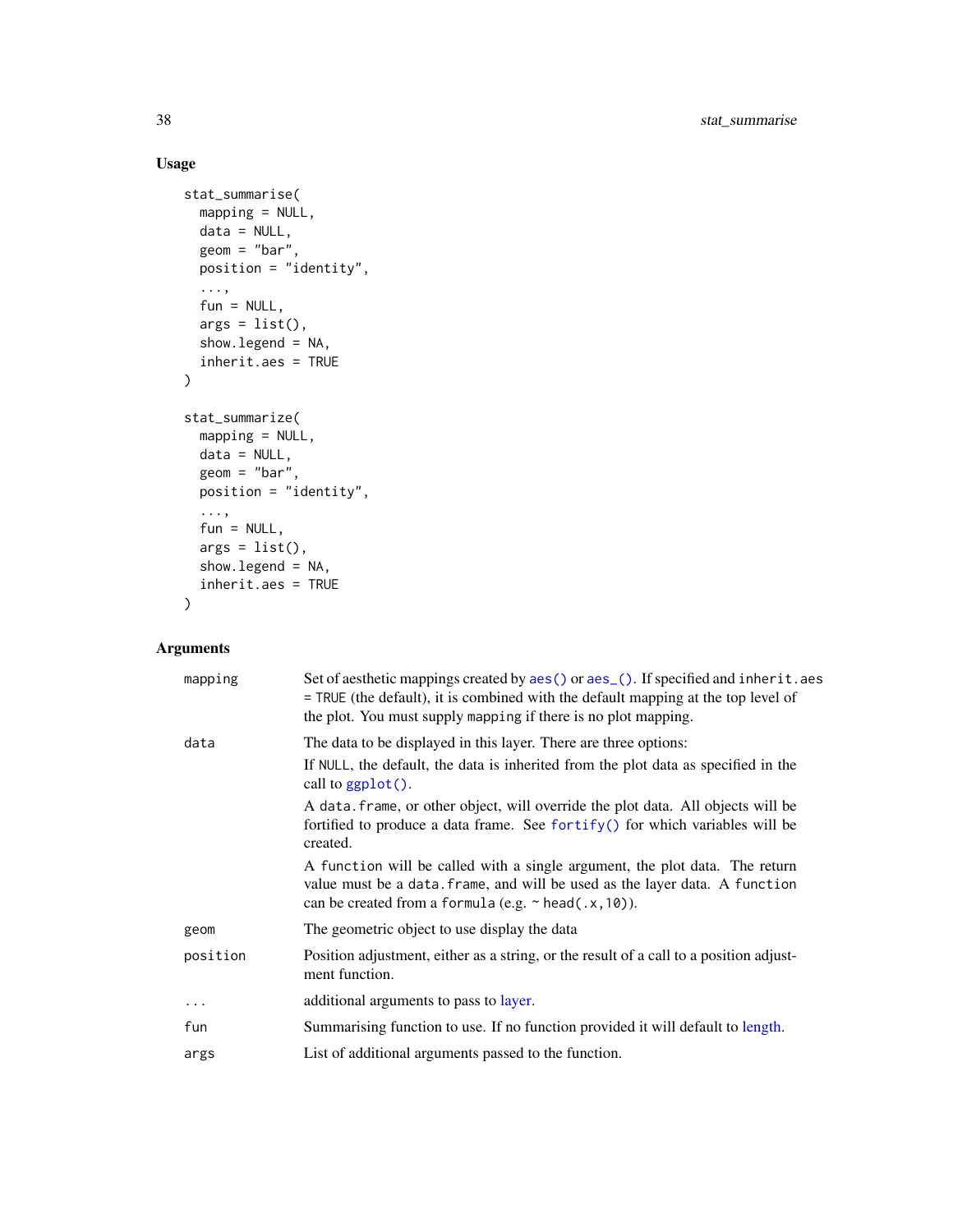## Usage

```
stat_summarise(
  mapping = NULL,
  data = NULL,
  geom = "bar",
  position = "identity",
  ...,
  fun = NULL,
  args = list(),
  show.legend = NA,
  inherit.aes = TRUE
)

stat_summarize(
  mapping = NULL,
  data = NULL,
  geom = "bar",
  position = "identity",
  ...,
  fun = NULL,
  args = list(),
  show.legend = NA,
  inherit.aes = TRUE
)
```

## Arguments

| | |
|---|---|
| `mapping` | Set of aesthetic mappings created by `aes()` or `aes_()`. If specified and `inherit.aes = TRUE` (the default), it is combined with the default mapping at the top level of the plot. You must supply `mapping` if there is no plot mapping. |
| `data` | The data to be displayed in this layer. There are three options:<br>If `NULL`, the default, the data is inherited from the plot data as specified in the call to `ggplot()`.<br>A `data.frame`, or other object, will override the plot data. All objects will be fortified to produce a data frame. See `fortify()` for which variables will be created.<br>A `function` will be called with a single argument, the plot data. The return value must be a `data.frame`, and will be used as the layer data. A `function` can be created from a `formula` (e.g. `~ head(.x,10)`). |
| `geom` | The geometric object to use display the data |
| `position` | Position adjustment, either as a string, or the result of a call to a position adjustment function. |
| `...` | additional arguments to pass to layer. |
| `fun` | Summarising function to use. If no function provided it will default to length. |
| `args` | List of additional arguments passed to the function. |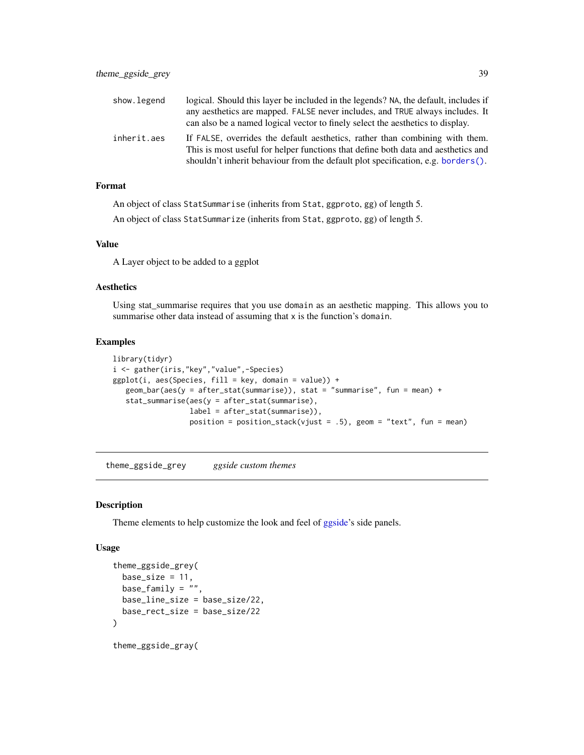| | |
|---|---|
| show.legend | logical. Should this layer be included in the legends? NA, the default, includes if any aesthetics are mapped. FALSE never includes, and TRUE always includes. It can also be a named logical vector to finely select the aesthetics to display. |
| inherit.aes | If FALSE, overrides the default aesthetics, rather than combining with them. This is most useful for helper functions that define both data and aesthetics and shouldn't inherit behaviour from the default plot specification, e.g. borders(). |

### Format

An object of class StatSummarise (inherits from Stat, ggproto, gg) of length 5.

An object of class StatSummarize (inherits from Stat, ggproto, gg) of length 5.

### Value

A Layer object to be added to a ggplot

### Aesthetics

Using stat_summarise requires that you use domain as an aesthetic mapping. This allows you to summarise other data instead of assuming that x is the function's domain.

### Examples

```
library(tidyr)
i <- gather(iris,"key","value",-Species)
ggplot(i, aes(Species, fill = key, domain = value)) +
   geom_bar(aes(y = after_stat(summarise)), stat = "summarise", fun = mean) +
   stat_summarise(aes(y = after_stat(summarise),
                  label = after_stat(summarise)),
                  position = position_stack(vjust = .5), geom = "text", fun = mean)
```

---

## theme_ggside_grey    *ggside custom themes*

### Description

Theme elements to help customize the look and feel of ggside's side panels.

### Usage

```
theme_ggside_grey(
  base_size = 11,
  base_family = "",
  base_line_size = base_size/22,
  base_rect_size = base_size/22
)

theme_ggside_gray(
```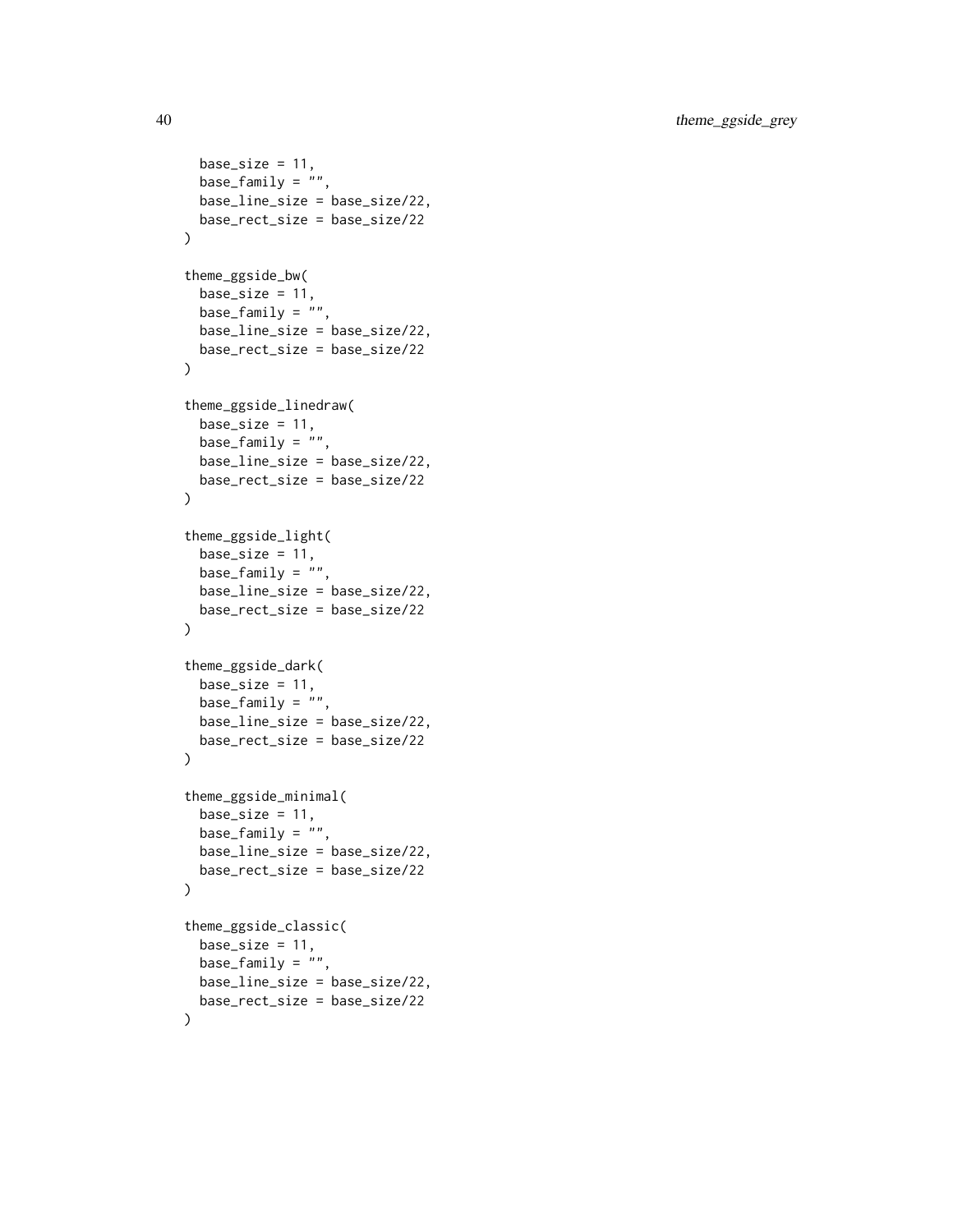```
  base_size = 11,
  base_family = "",
  base_line_size = base_size/22,
  base_rect_size = base_size/22
)

theme_ggside_bw(
  base_size = 11,
  base_family = "",
  base_line_size = base_size/22,
  base_rect_size = base_size/22
)

theme_ggside_linedraw(
  base_size = 11,
  base_family = "",
  base_line_size = base_size/22,
  base_rect_size = base_size/22
)

theme_ggside_light(
  base_size = 11,
  base_family = "",
  base_line_size = base_size/22,
  base_rect_size = base_size/22
)

theme_ggside_dark(
  base_size = 11,
  base_family = "",
  base_line_size = base_size/22,
  base_rect_size = base_size/22
)

theme_ggside_minimal(
  base_size = 11,
  base_family = "",
  base_line_size = base_size/22,
  base_rect_size = base_size/22
)

theme_ggside_classic(
  base_size = 11,
  base_family = "",
  base_line_size = base_size/22,
  base_rect_size = base_size/22
)
```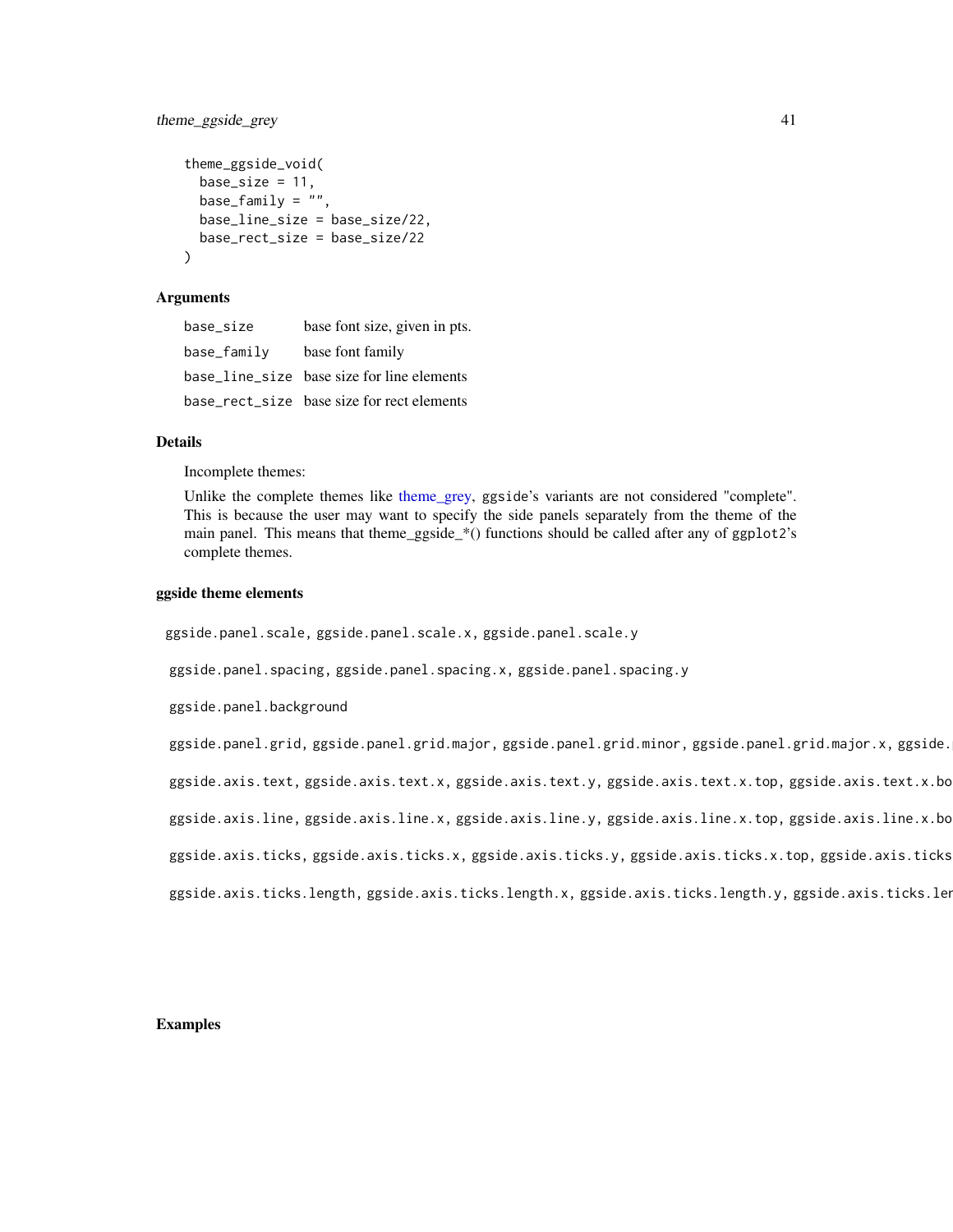```
theme_ggside_void(
  base_size = 11,
  base_family = "",
  base_line_size = base_size/22,
  base_rect_size = base_size/22
)
```

### Arguments

| | |
|---|---|
| `base_size` | base font size, given in pts. |
| `base_family` | base font family |
| `base_line_size` | base size for line elements |
| `base_rect_size` | base size for rect elements |

### Details

Incomplete themes:

Unlike the complete themes like theme_grey, ggside's variants are not considered "complete". This is because the user may want to specify the side panels separately from the theme of the main panel. This means that theme_ggside_*() functions should be called after any of ggplot2's complete themes.

### ggside theme elements

`ggside.panel.scale`, `ggside.panel.scale.x`, `ggside.panel.scale.y`

`ggside.panel.spacing`, `ggside.panel.spacing.x`, `ggside.panel.spacing.y`

`ggside.panel.background`

`ggside.panel.grid`, `ggside.panel.grid.major`, `ggside.panel.grid.minor`, `ggside.panel.grid.major.x`, `ggside.`

`ggside.axis.text`, `ggside.axis.text.x`, `ggside.axis.text.y`, `ggside.axis.text.x.top`, `ggside.axis.text.x.bo`

`ggside.axis.line`, `ggside.axis.line.x`, `ggside.axis.line.y`, `ggside.axis.line.x.top`, `ggside.axis.line.x.bo`

`ggside.axis.ticks`, `ggside.axis.ticks.x`, `ggside.axis.ticks.y`, `ggside.axis.ticks.x.top`, `ggside.axis.ticks`

`ggside.axis.ticks.length`, `ggside.axis.ticks.length.x`, `ggside.axis.ticks.length.y`, `ggside.axis.ticks.ler`

### Examples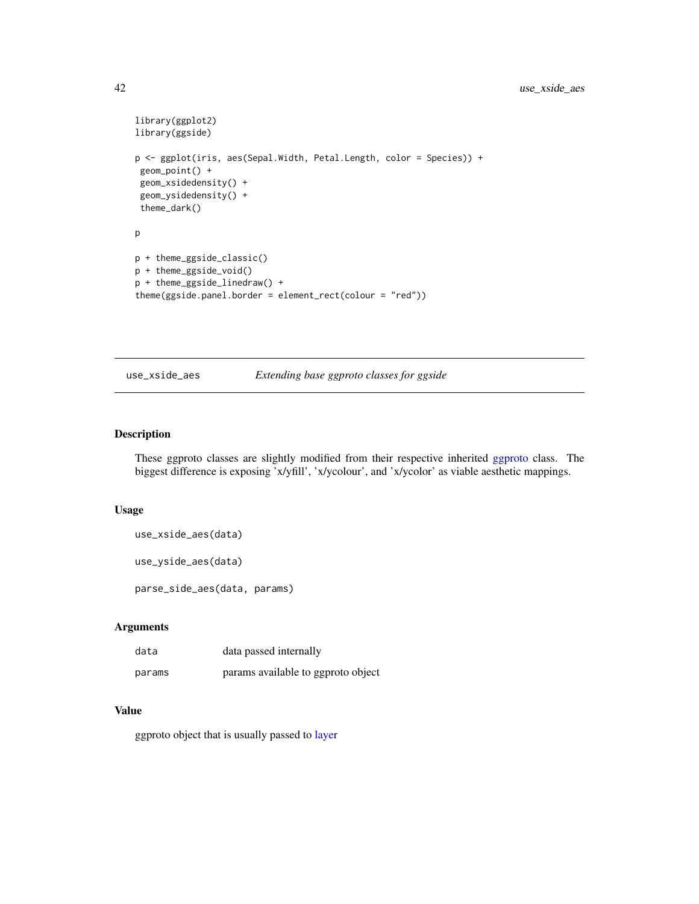```
library(ggplot2)
library(ggside)

p <- ggplot(iris, aes(Sepal.Width, Petal.Length, color = Species)) +
 geom_point() +
 geom_xsidedensity() +
 geom_ysidedensity() +
 theme_dark()

p

p + theme_ggside_classic()
p + theme_ggside_void()
p + theme_ggside_linedraw() +
theme(ggside.panel.border = element_rect(colour = "red"))
```

---

## use_xside_aes — *Extending base ggproto classes for ggside*

### Description

These ggproto classes are slightly modified from their respective inherited ggproto class. The biggest difference is exposing 'x/yfill', 'x/ycolour', and 'x/ycolor' as viable aesthetic mappings.

### Usage

```
use_xside_aes(data)

use_yside_aes(data)

parse_side_aes(data, params)
```

### Arguments

| | |
|---|---|
| data | data passed internally |
| params | params available to ggproto object |

### Value

ggproto object that is usually passed to layer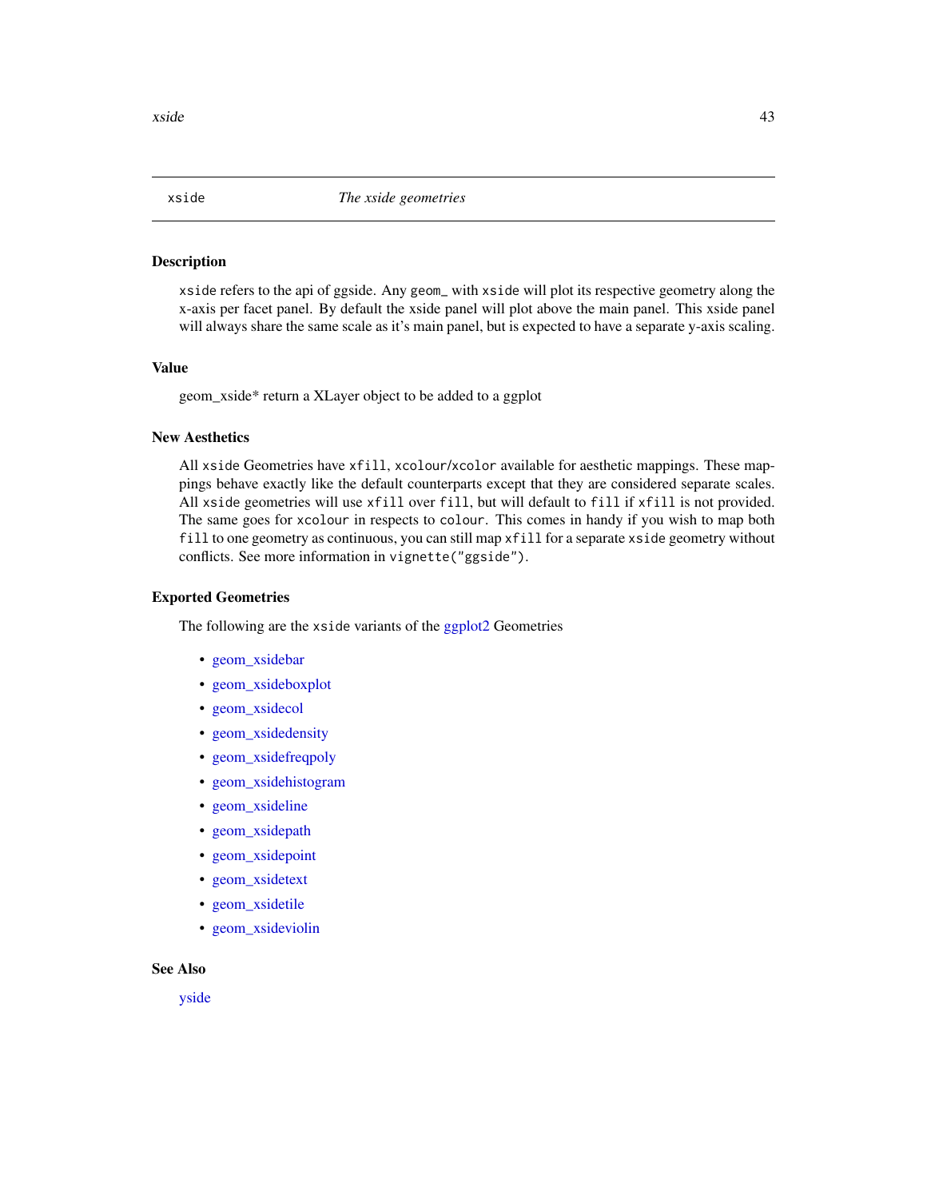# xside — *The xside geometries*

## Description

xside refers to the api of ggside. Any geom_ with xside will plot its respective geometry along the x-axis per facet panel. By default the xside panel will plot above the main panel. This xside panel will always share the same scale as it's main panel, but is expected to have a separate y-axis scaling.

## Value

geom_xside* return a XLayer object to be added to a ggplot

## New Aesthetics

All xside Geometries have xfill, xcolour/xcolor available for aesthetic mappings. These mappings behave exactly like the default counterparts except that they are considered separate scales. All xside geometries will use xfill over fill, but will default to fill if xfill is not provided. The same goes for xcolour in respects to colour. This comes in handy if you wish to map both fill to one geometry as continuous, you can still map xfill for a separate xside geometry without conflicts. See more information in vignette("ggside").

## Exported Geometries

The following are the xside variants of the ggplot2 Geometries

- geom_xsidebar
- geom_xsideboxplot
- geom_xsidecol
- geom_xsidedensity
- geom_xsidefreqpoly
- geom_xsidehistogram
- geom_xsideline
- geom_xsidepath
- geom_xsidepoint
- geom_xsidetext
- geom_xsidetile
- geom_xsideviolin

## See Also

yside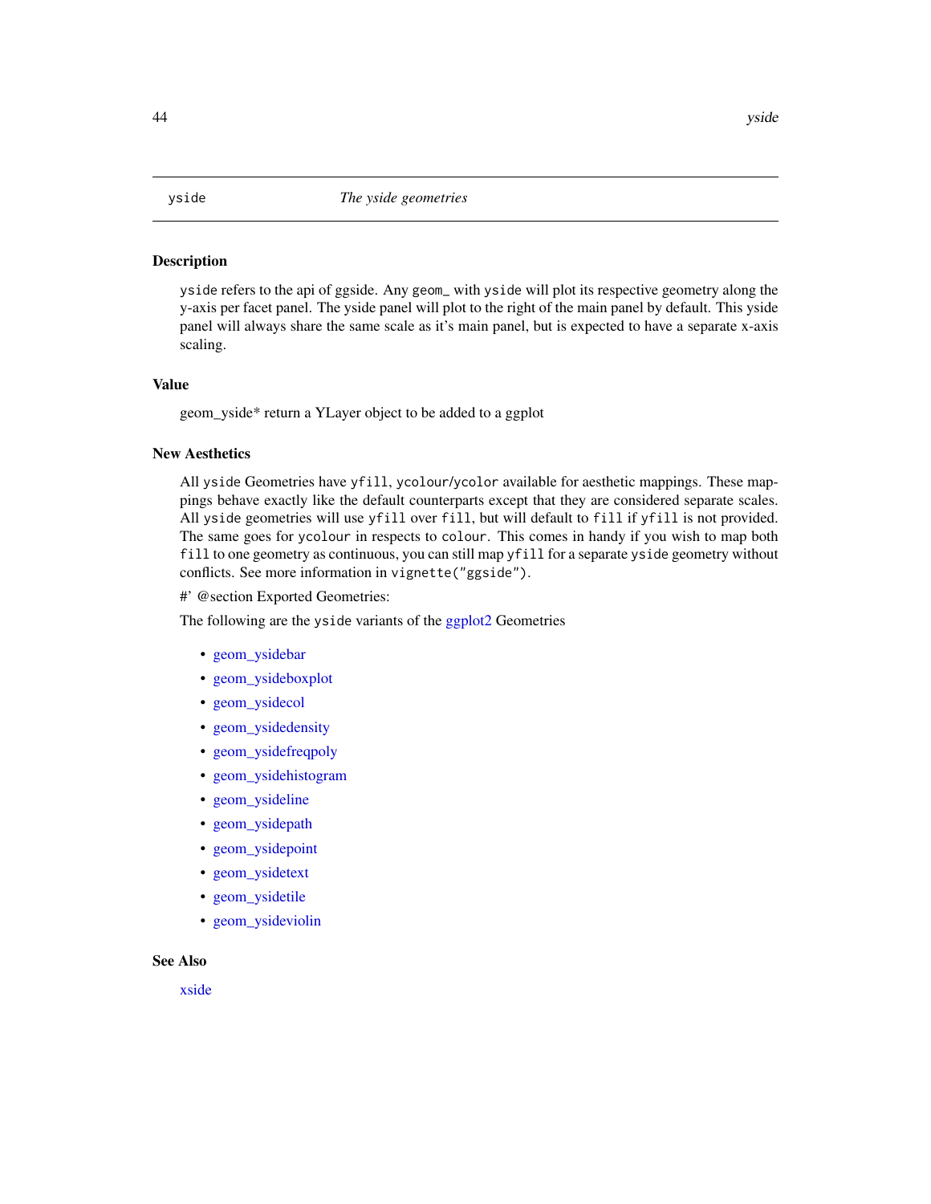# yside — *The yside geometries*

## Description

`yside` refers to the api of ggside. Any `geom_` with `yside` will plot its respective geometry along the y-axis per facet panel. The yside panel will plot to the right of the main panel by default. This yside panel will always share the same scale as it's main panel, but is expected to have a separate x-axis scaling.

## Value

geom_yside* return a YLayer object to be added to a ggplot

## New Aesthetics

All `yside` Geometries have `yfill`, `ycolour`/`ycolor` available for aesthetic mappings. These mappings behave exactly like the default counterparts except that they are considered separate scales. All `yside` geometries will use `yfill` over `fill`, but will default to `fill` if `yfill` is not provided. The same goes for `ycolour` in respects to `colour`. This comes in handy if you wish to map both `fill` to one geometry as continuous, you can still map `yfill` for a separate `yside` geometry without conflicts. See more information in `vignette("ggside")`.

#' @section Exported Geometries:

The following are the `yside` variants of the ggplot2 Geometries

- geom_ysidebar
- geom_ysideboxplot
- geom_ysidecol
- geom_ysidedensity
- geom_ysidefreqpoly
- geom_ysidehistogram
- geom_ysideline
- geom_ysidepath
- geom_ysidepoint
- geom_ysidetext
- geom_ysidetile
- geom_ysideviolin

## See Also

xside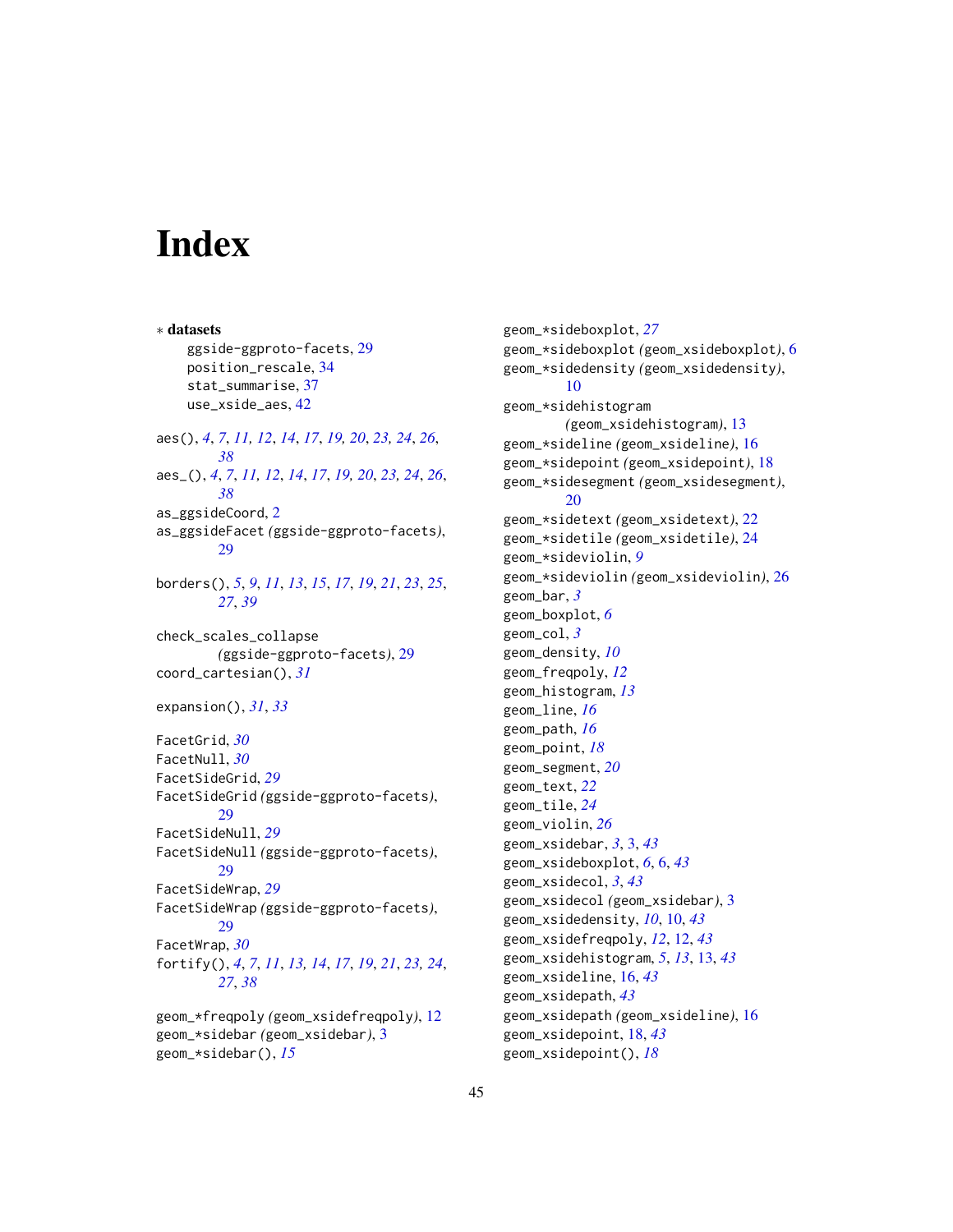# Index

∗ **datasets**
ggside-ggproto-facets, 29
position_rescale, 34
stat_summarise, 37
use_xside_aes, 42

aes(), *4*, *7*, *11, 12*, *14*, *17*, *19, 20*, *23, 24*, *26*, *38*
aes_(), *4*, *7*, *11, 12*, *14*, *17*, *19, 20*, *23, 24*, *26*, *38*
as_ggsideCoord, 2
as_ggsideFacet *(*ggside-ggproto-facets*)*, 29

borders(), *5*, *9*, *11*, *13*, *15*, *17*, *19*, *21*, *23*, *25*, *27*, *39*

check_scales_collapse *(*ggside-ggproto-facets*)*, 29
coord_cartesian(), *31*

expansion(), *31*, *33*

FacetGrid, *30*
FacetNull, *30*
FacetSideGrid, *29*
FacetSideGrid *(*ggside-ggproto-facets*)*, 29
FacetSideNull, *29*
FacetSideNull *(*ggside-ggproto-facets*)*, 29
FacetSideWrap, *29*
FacetSideWrap *(*ggside-ggproto-facets*)*, 29
FacetWrap, *30*
fortify(), *4*, *7*, *11*, *13*, *14*, *17*, *19*, *21*, *23*, *24*, *27*, *38*

geom_*freqpoly *(*geom_xsidefreqpoly*)*, 12
geom_*sidebar *(*geom_xsidebar*)*, 3
geom_*sidebar(), *15*
geom_*sideboxplot, *27*
geom_*sideboxplot *(*geom_xsideboxplot*)*, 6
geom_*sidedensity *(*geom_xsidedensity*)*, 10
geom_*sidehistogram *(*geom_xsidehistogram*)*, 13
geom_*sideline *(*geom_xsideline*)*, 16
geom_*sidepoint *(*geom_xsidepoint*)*, 18
geom_*sidesegment *(*geom_xsidesegment*)*, 20
geom_*sidetext *(*geom_xsidetext*)*, 22
geom_*sidetile *(*geom_xsidetile*)*, 24
geom_*sideviolin, *9*
geom_*sideviolin *(*geom_xsideviolin*)*, 26
geom_bar, *3*
geom_boxplot, *6*
geom_col, *3*
geom_density, *10*
geom_freqpoly, *12*
geom_histogram, *13*
geom_line, *16*
geom_path, *16*
geom_point, *18*
geom_segment, *20*
geom_text, *22*
geom_tile, *24*
geom_violin, *26*
geom_xsidebar, *3*, 3, *43*
geom_xsideboxplot, *6*, 6, *43*
geom_xsidecol, *3*, *43*
geom_xsidecol *(*geom_xsidebar*)*, 3
geom_xsidedensity, *10*, 10, *43*
geom_xsidefreqpoly, *12*, 12, *43*
geom_xsidehistogram, *5*, *13*, 13, *43*
geom_xsideline, 16, *43*
geom_xsidepath, *43*
geom_xsidepath *(*geom_xsideline*)*, 16
geom_xsidepoint, 18, *43*
geom_xsidepoint(), *18*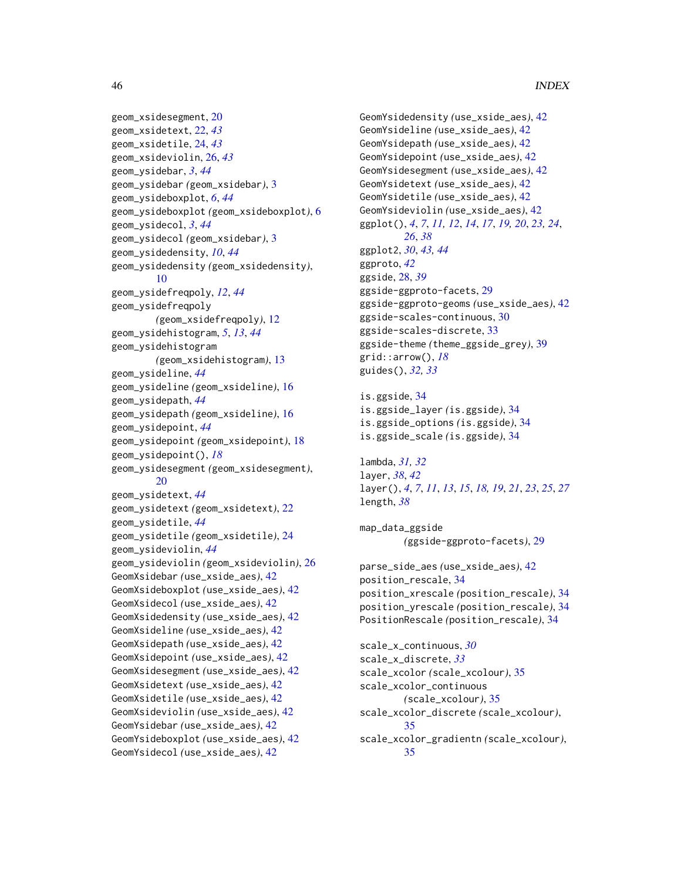geom_xsidesegment, 20
geom_xsidetext, 22, *43*
geom_xsidetile, 24, *43*
geom_xsideviolin, 26, *43*
geom_ysidebar, *3*, *44*
geom_ysidebar *(geom_xsidebar)*, 3
geom_ysideboxplot, *6*, *44*
geom_ysideboxplot *(geom_xsideboxplot)*, 6
geom_ysidecol, *3*, *44*
geom_ysidecol *(geom_xsidebar)*, 3
geom_ysidedensity, *10*, *44*
geom_ysidedensity *(geom_xsidedensity)*, 10
geom_ysidefreqpoly, *12*, *44*
geom_ysidefreqpoly *(geom_xsidefreqpoly)*, 12
geom_ysidehistogram, *5*, *13*, *44*
geom_ysidehistogram *(geom_xsidehistogram)*, 13
geom_ysideline, *44*
geom_ysideline *(geom_xsideline)*, 16
geom_ysidepath, *44*
geom_ysidepath *(geom_xsideline)*, 16
geom_ysidepoint, *44*
geom_ysidepoint *(geom_xsidepoint)*, 18
geom_ysidepoint(), *18*
geom_ysidesegment *(geom_xsidesegment)*, 20
geom_ysidetext, *44*
geom_ysidetext *(geom_xsidetext)*, 22
geom_ysidetile, *44*
geom_ysidetile *(geom_xsidetile)*, 24
geom_ysideviolin, *44*
geom_ysideviolin *(geom_xsideviolin)*, 26
GeomXsidebar *(use_xside_aes)*, 42
GeomXsideboxplot *(use_xside_aes)*, 42
GeomXsidecol *(use_xside_aes)*, 42
GeomXsidedensity *(use_xside_aes)*, 42
GeomXsideline *(use_xside_aes)*, 42
GeomXsidepath *(use_xside_aes)*, 42
GeomXsidepoint *(use_xside_aes)*, 42
GeomXsidesegment *(use_xside_aes)*, 42
GeomXsidetext *(use_xside_aes)*, 42
GeomXsidetile *(use_xside_aes)*, 42
GeomXsideviolin *(use_xside_aes)*, 42
GeomYsidebar *(use_xside_aes)*, 42
GeomYsideboxplot *(use_xside_aes)*, 42
GeomYsidecol *(use_xside_aes)*, 42
GeomYsidedensity *(use_xside_aes)*, 42
GeomYsideline *(use_xside_aes)*, 42
GeomYsidepath *(use_xside_aes)*, 42
GeomYsidepoint *(use_xside_aes)*, 42
GeomYsidesegment *(use_xside_aes)*, 42
GeomYsidetext *(use_xside_aes)*, 42
GeomYsidetile *(use_xside_aes)*, 42
GeomYsideviolin *(use_xside_aes)*, 42
ggplot(), *4*, *7*, *11*, *12*, *14*, *17*, *19*, *20*, *23*, *24*, *26*, *38*
ggplot2, *30*, *43*, *44*
ggproto, *42*
ggside, 28, *39*
ggside-ggproto-facets, 29
ggside-ggproto-geoms *(use_xside_aes)*, 42
ggside-scales-continuous, 30
ggside-scales-discrete, 33
ggside-theme *(theme_ggside_grey)*, 39
grid::arrow(), *18*
guides(), *32*, *33*

is.ggside, 34
is.ggside_layer *(is.ggside)*, 34
is.ggside_options *(is.ggside)*, 34
is.ggside_scale *(is.ggside)*, 34

lambda, *31*, *32*
layer, *38*, *42*
layer(), *4*, *7*, *11*, *13*, *15*, *18*, *19*, *21*, *23*, *25*, *27*
length, *38*

map_data_ggside *(ggside-ggproto-facets)*, 29

parse_side_aes *(use_xside_aes)*, 42
position_rescale, 34
position_xrescale *(position_rescale)*, 34
position_yrescale *(position_rescale)*, 34
PositionRescale *(position_rescale)*, 34

scale_x_continuous, *30*
scale_x_discrete, *33*
scale_xcolor *(scale_xcolour)*, 35
scale_xcolor_continuous *(scale_xcolour)*, 35
scale_xcolor_discrete *(scale_xcolour)*, 35
scale_xcolor_gradientn *(scale_xcolour)*, 35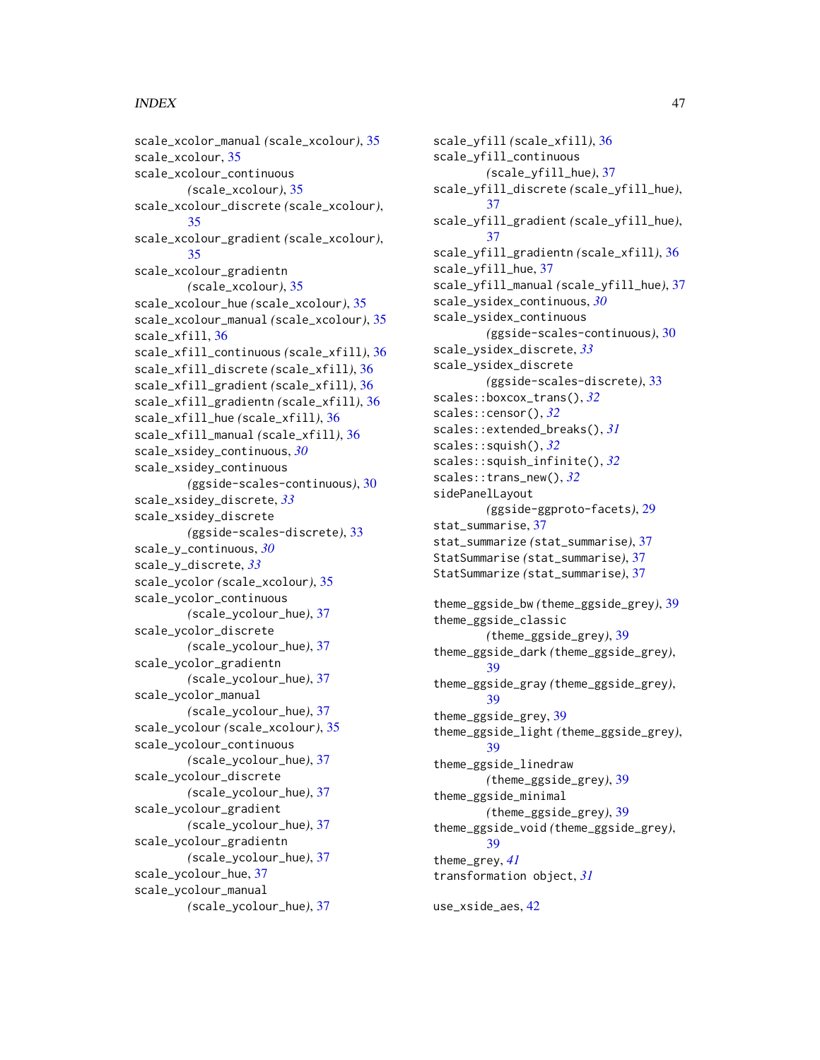scale_xcolor_manual *(scale_xcolour)*, 35
scale_xcolour, 35
scale_xcolour_continuous *(scale_xcolour)*, 35
scale_xcolour_discrete *(scale_xcolour)*, 35
scale_xcolour_gradient *(scale_xcolour)*, 35
scale_xcolour_gradientn *(scale_xcolour)*, 35
scale_xcolour_hue *(scale_xcolour)*, 35
scale_xcolour_manual *(scale_xcolour)*, 35
scale_xfill, 36
scale_xfill_continuous *(scale_xfill)*, 36
scale_xfill_discrete *(scale_xfill)*, 36
scale_xfill_gradient *(scale_xfill)*, 36
scale_xfill_gradientn *(scale_xfill)*, 36
scale_xfill_hue *(scale_xfill)*, 36
scale_xfill_manual *(scale_xfill)*, 36
scale_xsidey_continuous, *30*
scale_xsidey_continuous *(ggside-scales-continuous)*, 30
scale_xsidey_discrete, *33*
scale_xsidey_discrete *(ggside-scales-discrete)*, 33
scale_y_continuous, *30*
scale_y_discrete, *33*
scale_ycolor *(scale_xcolour)*, 35
scale_ycolor_continuous *(scale_ycolour_hue)*, 37
scale_ycolor_discrete *(scale_ycolour_hue)*, 37
scale_ycolor_gradientn *(scale_ycolour_hue)*, 37
scale_ycolor_manual *(scale_ycolour_hue)*, 37
scale_ycolour *(scale_xcolour)*, 35
scale_ycolour_continuous *(scale_ycolour_hue)*, 37
scale_ycolour_discrete *(scale_ycolour_hue)*, 37
scale_ycolour_gradient *(scale_ycolour_hue)*, 37
scale_ycolour_gradientn *(scale_ycolour_hue)*, 37
scale_ycolour_hue, 37
scale_ycolour_manual *(scale_ycolour_hue)*, 37
scale_yfill *(scale_xfill)*, 36
scale_yfill_continuous *(scale_yfill_hue)*, 37
scale_yfill_discrete *(scale_yfill_hue)*, 37
scale_yfill_gradient *(scale_yfill_hue)*, 37
scale_yfill_gradientn *(scale_xfill)*, 36
scale_yfill_hue, 37
scale_yfill_manual *(scale_yfill_hue)*, 37
scale_ysidex_continuous, *30*
scale_ysidex_continuous *(ggside-scales-continuous)*, 30
scale_ysidex_discrete, *33*
scale_ysidex_discrete *(ggside-scales-discrete)*, 33
scales::boxcox_trans(), *32*
scales::censor(), *32*
scales::extended_breaks(), *31*
scales::squish(), *32*
scales::squish_infinite(), *32*
scales::trans_new(), *32*
sidePanelLayout *(ggside-ggproto-facets)*, 29
stat_summarise, 37
stat_summarize *(stat_summarise)*, 37
StatSummarise *(stat_summarise)*, 37
StatSummarize *(stat_summarise)*, 37

theme_ggside_bw *(theme_ggside_grey)*, 39
theme_ggside_classic *(theme_ggside_grey)*, 39
theme_ggside_dark *(theme_ggside_grey)*, 39
theme_ggside_gray *(theme_ggside_grey)*, 39
theme_ggside_grey, 39
theme_ggside_light *(theme_ggside_grey)*, 39
theme_ggside_linedraw *(theme_ggside_grey)*, 39
theme_ggside_minimal *(theme_ggside_grey)*, 39
theme_ggside_void *(theme_ggside_grey)*, 39
theme_grey, *41*
transformation object, *31*

use_xside_aes, 42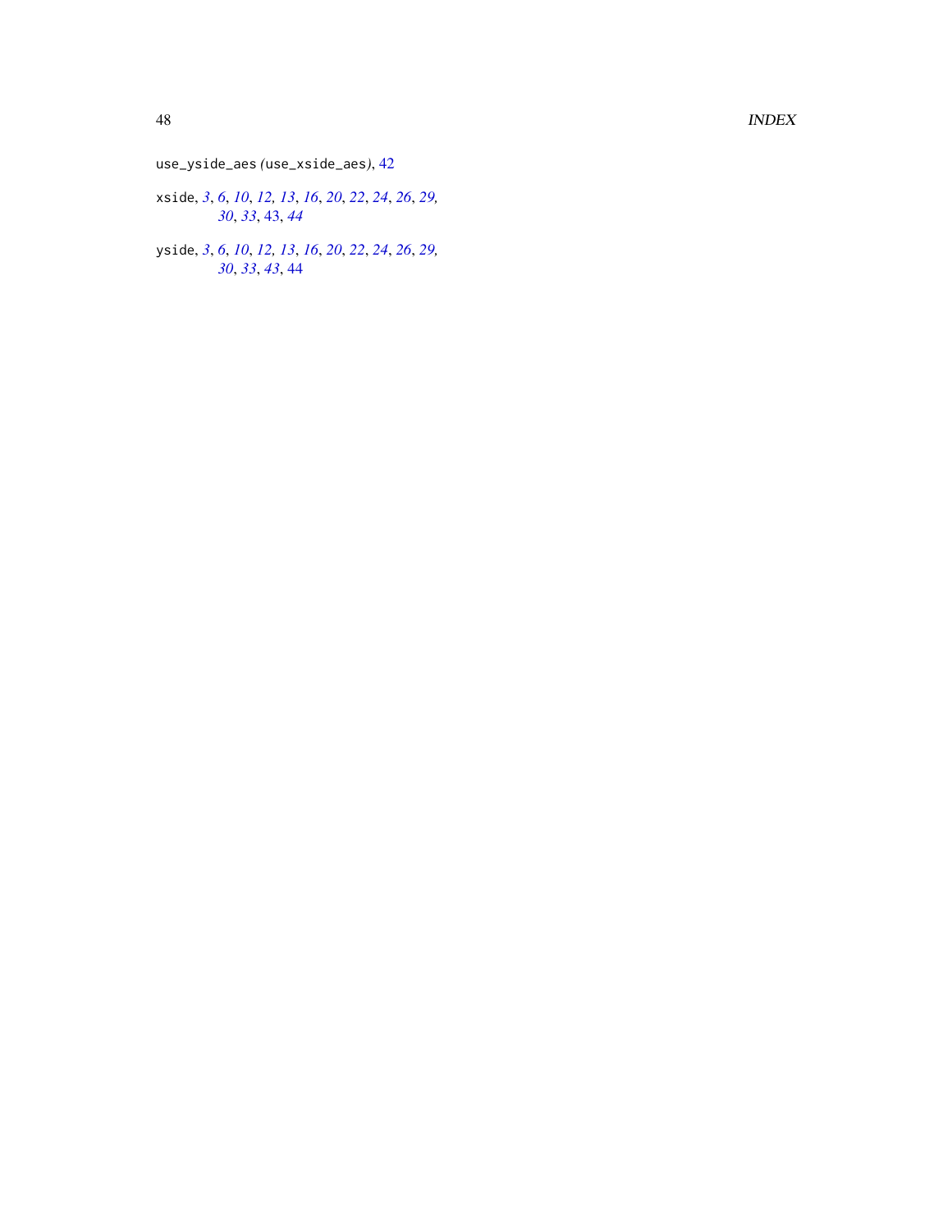use_yside_aes (use_xside_aes), 42

xside, *3*, *6*, *10*, *12, 13*, *16*, *20*, *22*, *24*, *26*, *29, 30*, *33*, 43, *44*

yside, *3*, *6*, *10*, *12, 13*, *16*, *20*, *22*, *24*, *26*, *29, 30*, *33*, *43*, 44